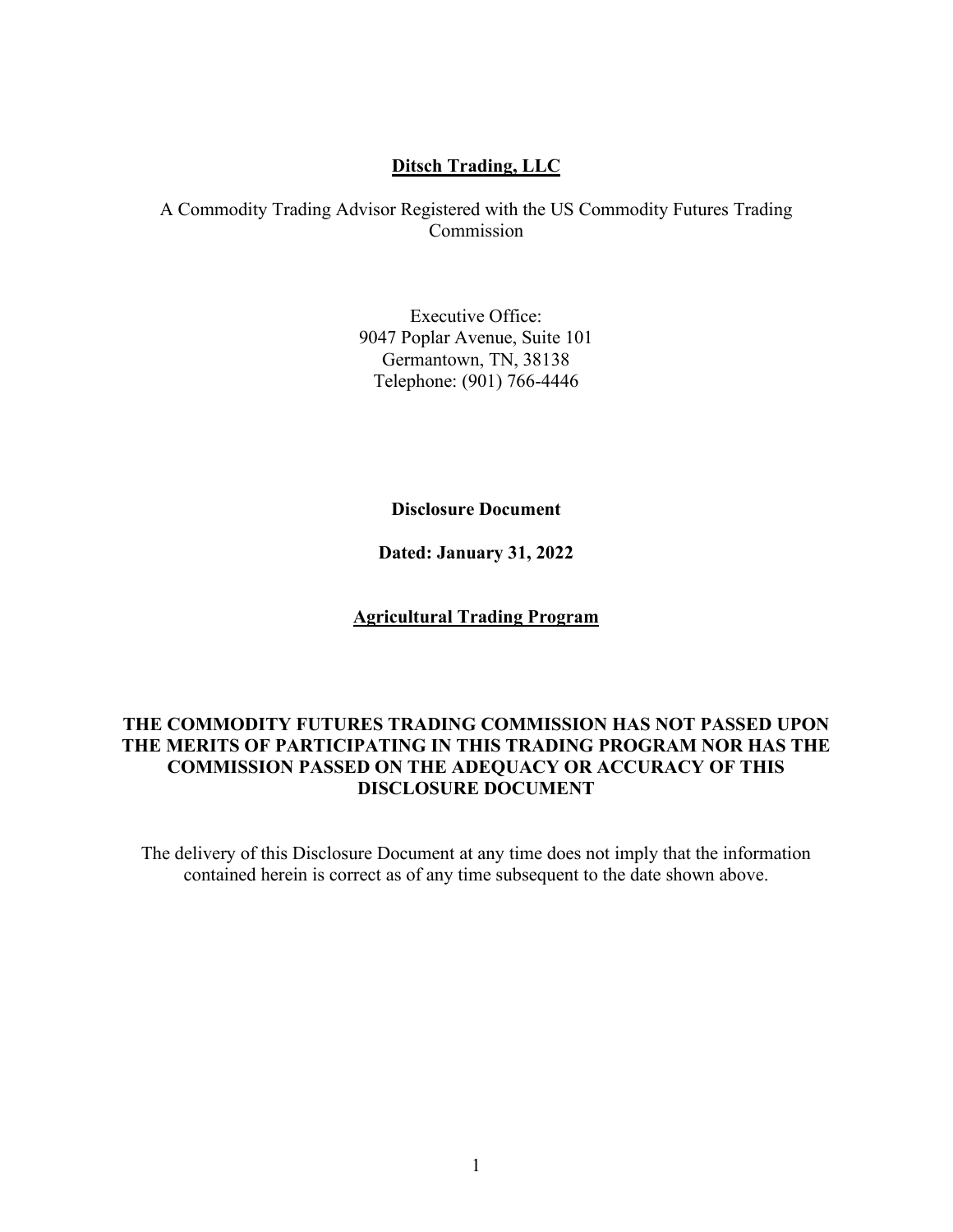# Ditsch Trading, LLC

A Commodity Trading Advisor Registered with the US Commodity Futures Trading Commission

Executive Office:
9047 Poplar Avenue, Suite 101
Germantown, TN, 38138
Telephone: (901) 766-4446

**Disclosure Document**

**Dated: January 31, 2022**

## Agricultural Trading Program

**THE COMMODITY FUTURES TRADING COMMISSION HAS NOT PASSED UPON THE MERITS OF PARTICIPATING IN THIS TRADING PROGRAM NOR HAS THE COMMISSION PASSED ON THE ADEQUACY OR ACCURACY OF THIS DISCLOSURE DOCUMENT**

The delivery of this Disclosure Document at any time does not imply that the information contained herein is correct as of any time subsequent to the date shown above.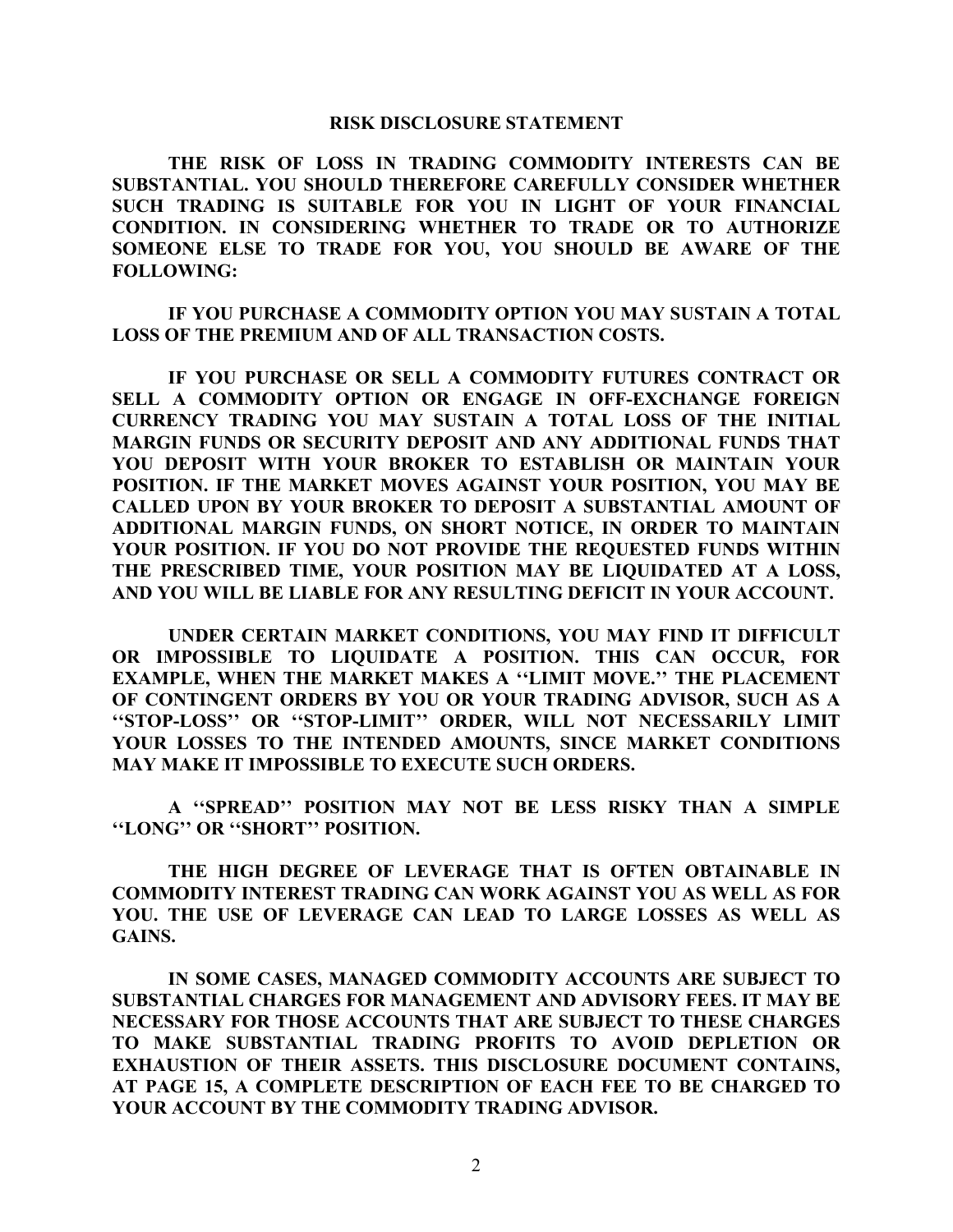# RISK DISCLOSURE STATEMENT

**THE RISK OF LOSS IN TRADING COMMODITY INTERESTS CAN BE SUBSTANTIAL. YOU SHOULD THEREFORE CAREFULLY CONSIDER WHETHER SUCH TRADING IS SUITABLE FOR YOU IN LIGHT OF YOUR FINANCIAL CONDITION. IN CONSIDERING WHETHER TO TRADE OR TO AUTHORIZE SOMEONE ELSE TO TRADE FOR YOU, YOU SHOULD BE AWARE OF THE FOLLOWING:**

**IF YOU PURCHASE A COMMODITY OPTION YOU MAY SUSTAIN A TOTAL LOSS OF THE PREMIUM AND OF ALL TRANSACTION COSTS.**

**IF YOU PURCHASE OR SELL A COMMODITY FUTURES CONTRACT OR SELL A COMMODITY OPTION OR ENGAGE IN OFF-EXCHANGE FOREIGN CURRENCY TRADING YOU MAY SUSTAIN A TOTAL LOSS OF THE INITIAL MARGIN FUNDS OR SECURITY DEPOSIT AND ANY ADDITIONAL FUNDS THAT YOU DEPOSIT WITH YOUR BROKER TO ESTABLISH OR MAINTAIN YOUR POSITION. IF THE MARKET MOVES AGAINST YOUR POSITION, YOU MAY BE CALLED UPON BY YOUR BROKER TO DEPOSIT A SUBSTANTIAL AMOUNT OF ADDITIONAL MARGIN FUNDS, ON SHORT NOTICE, IN ORDER TO MAINTAIN YOUR POSITION. IF YOU DO NOT PROVIDE THE REQUESTED FUNDS WITHIN THE PRESCRIBED TIME, YOUR POSITION MAY BE LIQUIDATED AT A LOSS, AND YOU WILL BE LIABLE FOR ANY RESULTING DEFICIT IN YOUR ACCOUNT.**

**UNDER CERTAIN MARKET CONDITIONS, YOU MAY FIND IT DIFFICULT OR IMPOSSIBLE TO LIQUIDATE A POSITION. THIS CAN OCCUR, FOR EXAMPLE, WHEN THE MARKET MAKES A ''LIMIT MOVE.'' THE PLACEMENT OF CONTINGENT ORDERS BY YOU OR YOUR TRADING ADVISOR, SUCH AS A ''STOP-LOSS'' OR ''STOP-LIMIT'' ORDER, WILL NOT NECESSARILY LIMIT YOUR LOSSES TO THE INTENDED AMOUNTS, SINCE MARKET CONDITIONS MAY MAKE IT IMPOSSIBLE TO EXECUTE SUCH ORDERS.**

**A ''SPREAD'' POSITION MAY NOT BE LESS RISKY THAN A SIMPLE ''LONG'' OR ''SHORT'' POSITION.**

**THE HIGH DEGREE OF LEVERAGE THAT IS OFTEN OBTAINABLE IN COMMODITY INTEREST TRADING CAN WORK AGAINST YOU AS WELL AS FOR YOU. THE USE OF LEVERAGE CAN LEAD TO LARGE LOSSES AS WELL AS GAINS.**

**IN SOME CASES, MANAGED COMMODITY ACCOUNTS ARE SUBJECT TO SUBSTANTIAL CHARGES FOR MANAGEMENT AND ADVISORY FEES. IT MAY BE NECESSARY FOR THOSE ACCOUNTS THAT ARE SUBJECT TO THESE CHARGES TO MAKE SUBSTANTIAL TRADING PROFITS TO AVOID DEPLETION OR EXHAUSTION OF THEIR ASSETS. THIS DISCLOSURE DOCUMENT CONTAINS, AT PAGE 15, A COMPLETE DESCRIPTION OF EACH FEE TO BE CHARGED TO YOUR ACCOUNT BY THE COMMODITY TRADING ADVISOR.**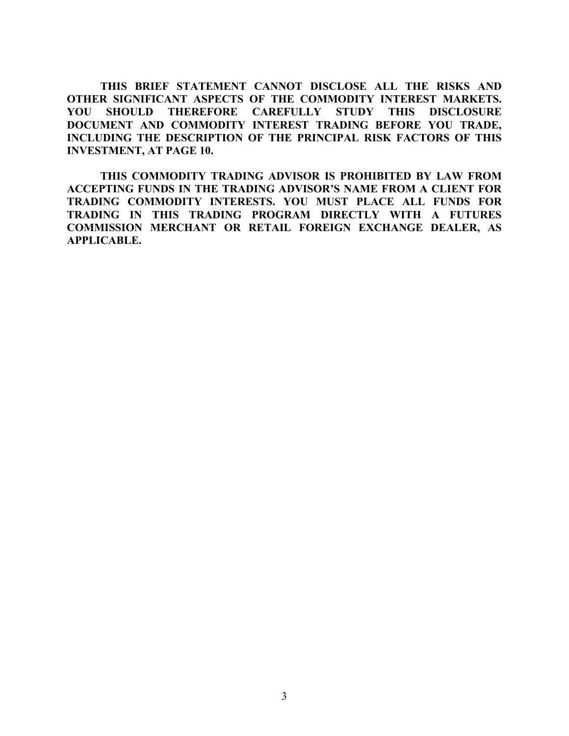**THIS BRIEF STATEMENT CANNOT DISCLOSE ALL THE RISKS AND OTHER SIGNIFICANT ASPECTS OF THE COMMODITY INTEREST MARKETS. YOU SHOULD THEREFORE CAREFULLY STUDY THIS DISCLOSURE DOCUMENT AND COMMODITY INTEREST TRADING BEFORE YOU TRADE, INCLUDING THE DESCRIPTION OF THE PRINCIPAL RISK FACTORS OF THIS INVESTMENT, AT PAGE 10.**

**THIS COMMODITY TRADING ADVISOR IS PROHIBITED BY LAW FROM ACCEPTING FUNDS IN THE TRADING ADVISOR'S NAME FROM A CLIENT FOR TRADING COMMODITY INTERESTS. YOU MUST PLACE ALL FUNDS FOR TRADING IN THIS TRADING PROGRAM DIRECTLY WITH A FUTURES COMMISSION MERCHANT OR RETAIL FOREIGN EXCHANGE DEALER, AS APPLICABLE.**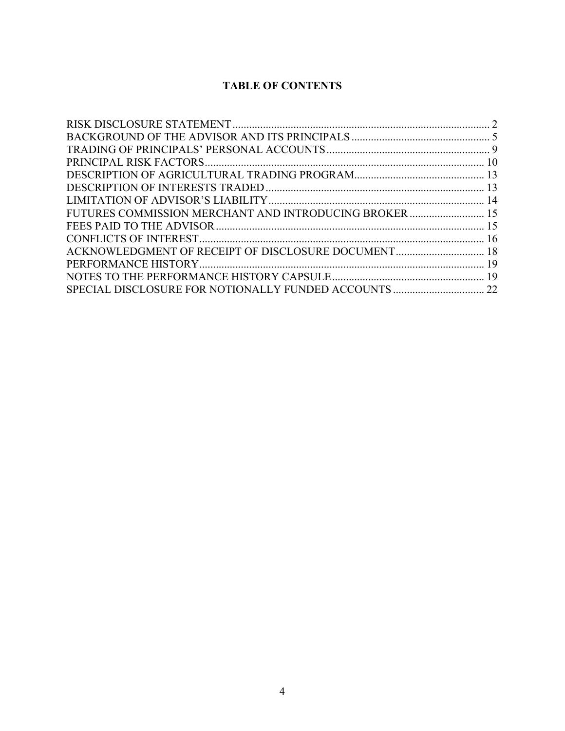# TABLE OF CONTENTS

| | |
|---|---|
| RISK DISCLOSURE STATEMENT | 2 |
| BACKGROUND OF THE ADVISOR AND ITS PRINCIPALS | 5 |
| TRADING OF PRINCIPALS' PERSONAL ACCOUNTS | 9 |
| PRINCIPAL RISK FACTORS | 10 |
| DESCRIPTION OF AGRICULTURAL TRADING PROGRAM | 13 |
| DESCRIPTION OF INTERESTS TRADED | 13 |
| LIMITATION OF ADVISOR'S LIABILITY | 14 |
| FUTURES COMMISSION MERCHANT AND INTRODUCING BROKER | 15 |
| FEES PAID TO THE ADVISOR | 15 |
| CONFLICTS OF INTEREST | 16 |
| ACKNOWLEDGMENT OF RECEIPT OF DISCLOSURE DOCUMENT | 18 |
| PERFORMANCE HISTORY | 19 |
| NOTES TO THE PERFORMANCE HISTORY CAPSULE | 19 |
| SPECIAL DISCLOSURE FOR NOTIONALLY FUNDED ACCOUNTS | 22 |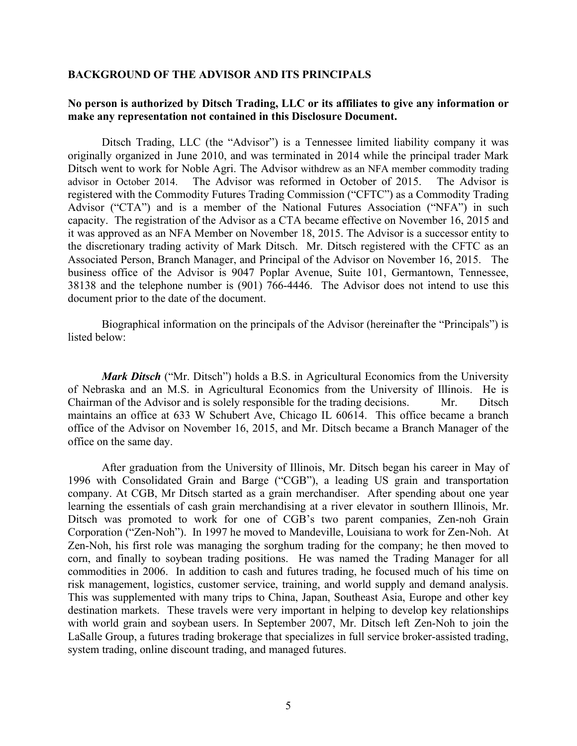**BACKGROUND OF THE ADVISOR AND ITS PRINCIPALS**

**No person is authorized by Ditsch Trading, LLC or its affiliates to give any information or make any representation not contained in this Disclosure Document.**

Ditsch Trading, LLC (the "Advisor") is a Tennessee limited liability company it was originally organized in June 2010, and was terminated in 2014 while the principal trader Mark Ditsch went to work for Noble Agri. The Advisor withdrew as an NFA member commodity trading advisor in October 2014. The Advisor was reformed in October of 2015. The Advisor is registered with the Commodity Futures Trading Commission ("CFTC") as a Commodity Trading Advisor ("CTA") and is a member of the National Futures Association ("NFA") in such capacity. The registration of the Advisor as a CTA became effective on November 16, 2015 and it was approved as an NFA Member on November 18, 2015. The Advisor is a successor entity to the discretionary trading activity of Mark Ditsch. Mr. Ditsch registered with the CFTC as an Associated Person, Branch Manager, and Principal of the Advisor on November 16, 2015. The business office of the Advisor is 9047 Poplar Avenue, Suite 101, Germantown, Tennessee, 38138 and the telephone number is (901) 766-4446. The Advisor does not intend to use this document prior to the date of the document.

Biographical information on the principals of the Advisor (hereinafter the "Principals") is listed below:

***Mark Ditsch*** ("Mr. Ditsch") holds a B.S. in Agricultural Economics from the University of Nebraska and an M.S. in Agricultural Economics from the University of Illinois. He is Chairman of the Advisor and is solely responsible for the trading decisions. Mr. Ditsch maintains an office at 633 W Schubert Ave, Chicago IL 60614. This office became a branch office of the Advisor on November 16, 2015, and Mr. Ditsch became a Branch Manager of the office on the same day.

After graduation from the University of Illinois, Mr. Ditsch began his career in May of 1996 with Consolidated Grain and Barge ("CGB"), a leading US grain and transportation company. At CGB, Mr Ditsch started as a grain merchandiser. After spending about one year learning the essentials of cash grain merchandising at a river elevator in southern Illinois, Mr. Ditsch was promoted to work for one of CGB's two parent companies, Zen-noh Grain Corporation ("Zen-Noh"). In 1997 he moved to Mandeville, Louisiana to work for Zen-Noh. At Zen-Noh, his first role was managing the sorghum trading for the company; he then moved to corn, and finally to soybean trading positions. He was named the Trading Manager for all commodities in 2006. In addition to cash and futures trading, he focused much of his time on risk management, logistics, customer service, training, and world supply and demand analysis. This was supplemented with many trips to China, Japan, Southeast Asia, Europe and other key destination markets. These travels were very important in helping to develop key relationships with world grain and soybean users. In September 2007, Mr. Ditsch left Zen-Noh to join the LaSalle Group, a futures trading brokerage that specializes in full service broker-assisted trading, system trading, online discount trading, and managed futures.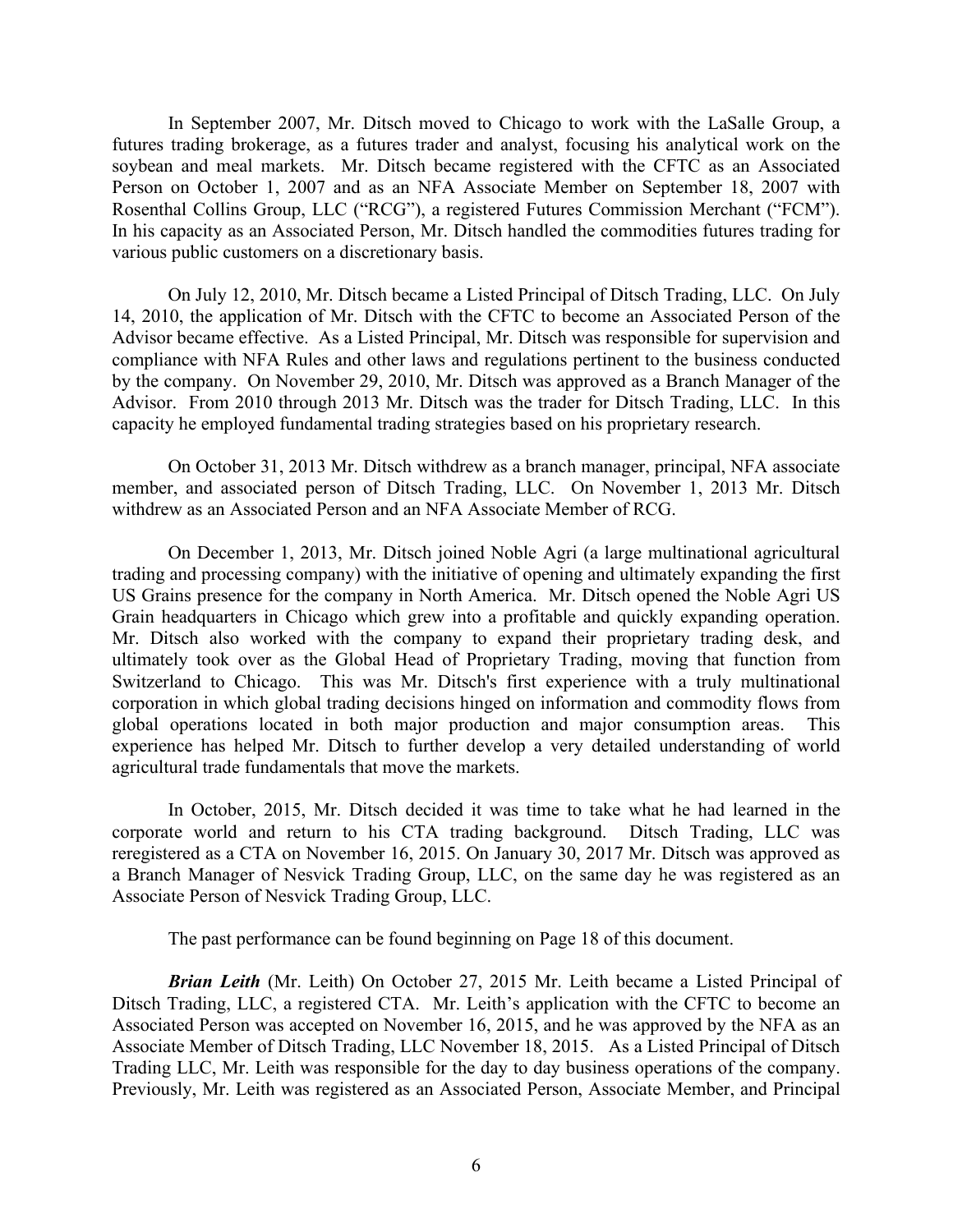In September 2007, Mr. Ditsch moved to Chicago to work with the LaSalle Group, a futures trading brokerage, as a futures trader and analyst, focusing his analytical work on the soybean and meal markets. Mr. Ditsch became registered with the CFTC as an Associated Person on October 1, 2007 and as an NFA Associate Member on September 18, 2007 with Rosenthal Collins Group, LLC ("RCG"), a registered Futures Commission Merchant ("FCM"). In his capacity as an Associated Person, Mr. Ditsch handled the commodities futures trading for various public customers on a discretionary basis.

On July 12, 2010, Mr. Ditsch became a Listed Principal of Ditsch Trading, LLC. On July 14, 2010, the application of Mr. Ditsch with the CFTC to become an Associated Person of the Advisor became effective. As a Listed Principal, Mr. Ditsch was responsible for supervision and compliance with NFA Rules and other laws and regulations pertinent to the business conducted by the company. On November 29, 2010, Mr. Ditsch was approved as a Branch Manager of the Advisor. From 2010 through 2013 Mr. Ditsch was the trader for Ditsch Trading, LLC. In this capacity he employed fundamental trading strategies based on his proprietary research.

On October 31, 2013 Mr. Ditsch withdrew as a branch manager, principal, NFA associate member, and associated person of Ditsch Trading, LLC. On November 1, 2013 Mr. Ditsch withdrew as an Associated Person and an NFA Associate Member of RCG.

On December 1, 2013, Mr. Ditsch joined Noble Agri (a large multinational agricultural trading and processing company) with the initiative of opening and ultimately expanding the first US Grains presence for the company in North America. Mr. Ditsch opened the Noble Agri US Grain headquarters in Chicago which grew into a profitable and quickly expanding operation. Mr. Ditsch also worked with the company to expand their proprietary trading desk, and ultimately took over as the Global Head of Proprietary Trading, moving that function from Switzerland to Chicago. This was Mr. Ditsch's first experience with a truly multinational corporation in which global trading decisions hinged on information and commodity flows from global operations located in both major production and major consumption areas. This experience has helped Mr. Ditsch to further develop a very detailed understanding of world agricultural trade fundamentals that move the markets.

In October, 2015, Mr. Ditsch decided it was time to take what he had learned in the corporate world and return to his CTA trading background. Ditsch Trading, LLC was reregistered as a CTA on November 16, 2015. On January 30, 2017 Mr. Ditsch was approved as a Branch Manager of Nesvick Trading Group, LLC, on the same day he was registered as an Associate Person of Nesvick Trading Group, LLC.

The past performance can be found beginning on Page 18 of this document.

***Brian Leith*** (Mr. Leith) On October 27, 2015 Mr. Leith became a Listed Principal of Ditsch Trading, LLC, a registered CTA. Mr. Leith's application with the CFTC to become an Associated Person was accepted on November 16, 2015, and he was approved by the NFA as an Associate Member of Ditsch Trading, LLC November 18, 2015. As a Listed Principal of Ditsch Trading LLC, Mr. Leith was responsible for the day to day business operations of the company. Previously, Mr. Leith was registered as an Associated Person, Associate Member, and Principal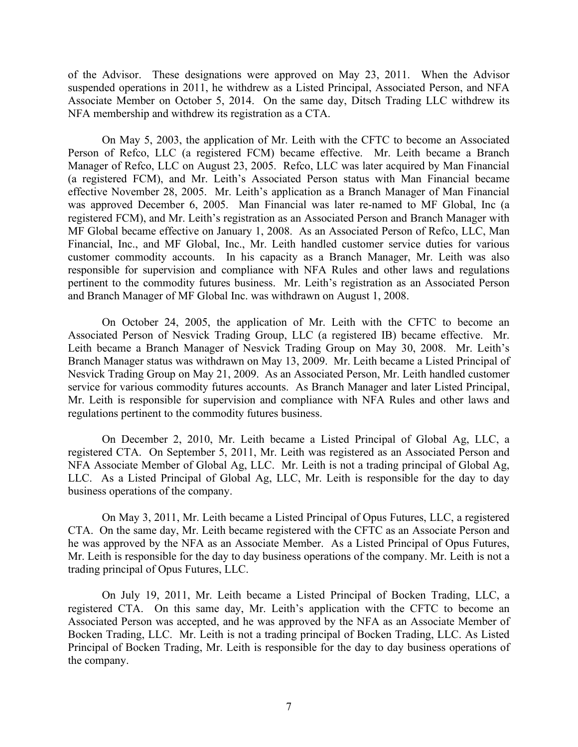of the Advisor. These designations were approved on May 23, 2011. When the Advisor suspended operations in 2011, he withdrew as a Listed Principal, Associated Person, and NFA Associate Member on October 5, 2014. On the same day, Ditsch Trading LLC withdrew its NFA membership and withdrew its registration as a CTA.

On May 5, 2003, the application of Mr. Leith with the CFTC to become an Associated Person of Refco, LLC (a registered FCM) became effective. Mr. Leith became a Branch Manager of Refco, LLC on August 23, 2005. Refco, LLC was later acquired by Man Financial (a registered FCM), and Mr. Leith's Associated Person status with Man Financial became effective November 28, 2005. Mr. Leith's application as a Branch Manager of Man Financial was approved December 6, 2005. Man Financial was later re-named to MF Global, Inc (a registered FCM), and Mr. Leith's registration as an Associated Person and Branch Manager with MF Global became effective on January 1, 2008. As an Associated Person of Refco, LLC, Man Financial, Inc., and MF Global, Inc., Mr. Leith handled customer service duties for various customer commodity accounts. In his capacity as a Branch Manager, Mr. Leith was also responsible for supervision and compliance with NFA Rules and other laws and regulations pertinent to the commodity futures business. Mr. Leith's registration as an Associated Person and Branch Manager of MF Global Inc. was withdrawn on August 1, 2008.

On October 24, 2005, the application of Mr. Leith with the CFTC to become an Associated Person of Nesvick Trading Group, LLC (a registered IB) became effective. Mr. Leith became a Branch Manager of Nesvick Trading Group on May 30, 2008. Mr. Leith's Branch Manager status was withdrawn on May 13, 2009. Mr. Leith became a Listed Principal of Nesvick Trading Group on May 21, 2009. As an Associated Person, Mr. Leith handled customer service for various commodity futures accounts. As Branch Manager and later Listed Principal, Mr. Leith is responsible for supervision and compliance with NFA Rules and other laws and regulations pertinent to the commodity futures business.

On December 2, 2010, Mr. Leith became a Listed Principal of Global Ag, LLC, a registered CTA. On September 5, 2011, Mr. Leith was registered as an Associated Person and NFA Associate Member of Global Ag, LLC. Mr. Leith is not a trading principal of Global Ag, LLC. As a Listed Principal of Global Ag, LLC, Mr. Leith is responsible for the day to day business operations of the company.

On May 3, 2011, Mr. Leith became a Listed Principal of Opus Futures, LLC, a registered CTA. On the same day, Mr. Leith became registered with the CFTC as an Associate Person and he was approved by the NFA as an Associate Member. As a Listed Principal of Opus Futures, Mr. Leith is responsible for the day to day business operations of the company. Mr. Leith is not a trading principal of Opus Futures, LLC.

On July 19, 2011, Mr. Leith became a Listed Principal of Bocken Trading, LLC, a registered CTA. On this same day, Mr. Leith's application with the CFTC to become an Associated Person was accepted, and he was approved by the NFA as an Associate Member of Bocken Trading, LLC. Mr. Leith is not a trading principal of Bocken Trading, LLC. As Listed Principal of Bocken Trading, Mr. Leith is responsible for the day to day business operations of the company.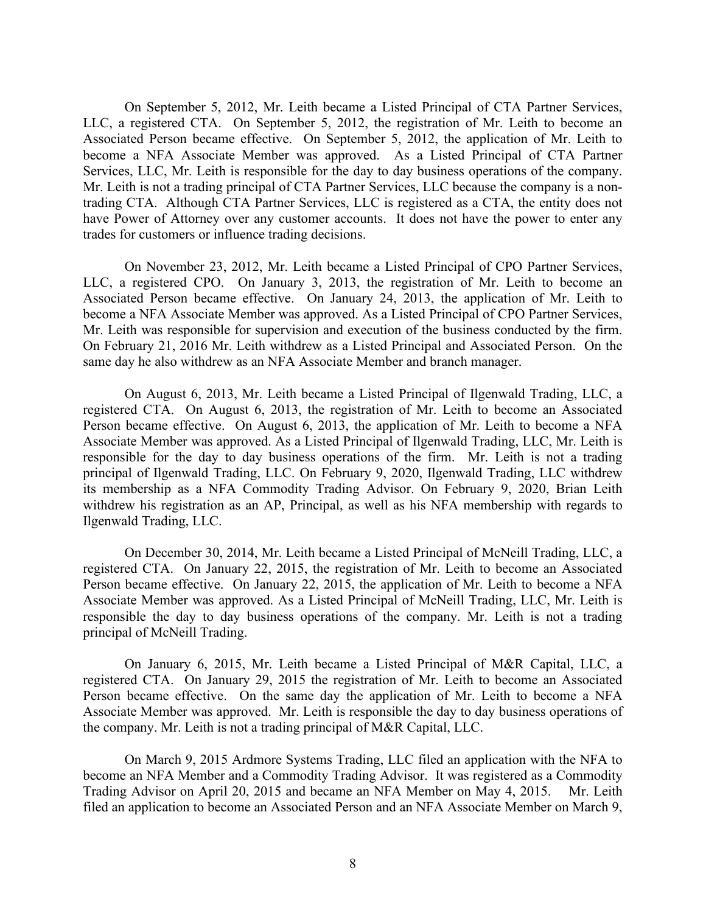On September 5, 2012, Mr. Leith became a Listed Principal of CTA Partner Services, LLC, a registered CTA. On September 5, 2012, the registration of Mr. Leith to become an Associated Person became effective. On September 5, 2012, the application of Mr. Leith to become a NFA Associate Member was approved. As a Listed Principal of CTA Partner Services, LLC, Mr. Leith is responsible for the day to day business operations of the company. Mr. Leith is not a trading principal of CTA Partner Services, LLC because the company is a non-trading CTA. Although CTA Partner Services, LLC is registered as a CTA, the entity does not have Power of Attorney over any customer accounts. It does not have the power to enter any trades for customers or influence trading decisions.

On November 23, 2012, Mr. Leith became a Listed Principal of CPO Partner Services, LLC, a registered CPO. On January 3, 2013, the registration of Mr. Leith to become an Associated Person became effective. On January 24, 2013, the application of Mr. Leith to become a NFA Associate Member was approved. As a Listed Principal of CPO Partner Services, Mr. Leith was responsible for supervision and execution of the business conducted by the firm. On February 21, 2016 Mr. Leith withdrew as a Listed Principal and Associated Person. On the same day he also withdrew as an NFA Associate Member and branch manager.

On August 6, 2013, Mr. Leith became a Listed Principal of Ilgenwald Trading, LLC, a registered CTA. On August 6, 2013, the registration of Mr. Leith to become an Associated Person became effective. On August 6, 2013, the application of Mr. Leith to become a NFA Associate Member was approved. As a Listed Principal of Ilgenwald Trading, LLC, Mr. Leith is responsible for the day to day business operations of the firm. Mr. Leith is not a trading principal of Ilgenwald Trading, LLC. On February 9, 2020, Ilgenwald Trading, LLC withdrew its membership as a NFA Commodity Trading Advisor. On February 9, 2020, Brian Leith withdrew his registration as an AP, Principal, as well as his NFA membership with regards to Ilgenwald Trading, LLC.

On December 30, 2014, Mr. Leith became a Listed Principal of McNeill Trading, LLC, a registered CTA. On January 22, 2015, the registration of Mr. Leith to become an Associated Person became effective. On January 22, 2015, the application of Mr. Leith to become a NFA Associate Member was approved. As a Listed Principal of McNeill Trading, LLC, Mr. Leith is responsible the day to day business operations of the company. Mr. Leith is not a trading principal of McNeill Trading.

On January 6, 2015, Mr. Leith became a Listed Principal of M&R Capital, LLC, a registered CTA. On January 29, 2015 the registration of Mr. Leith to become an Associated Person became effective. On the same day the application of Mr. Leith to become a NFA Associate Member was approved. Mr. Leith is responsible the day to day business operations of the company. Mr. Leith is not a trading principal of M&R Capital, LLC.

On March 9, 2015 Ardmore Systems Trading, LLC filed an application with the NFA to become an NFA Member and a Commodity Trading Advisor. It was registered as a Commodity Trading Advisor on April 20, 2015 and became an NFA Member on May 4, 2015. Mr. Leith filed an application to become an Associated Person and an NFA Associate Member on March 9,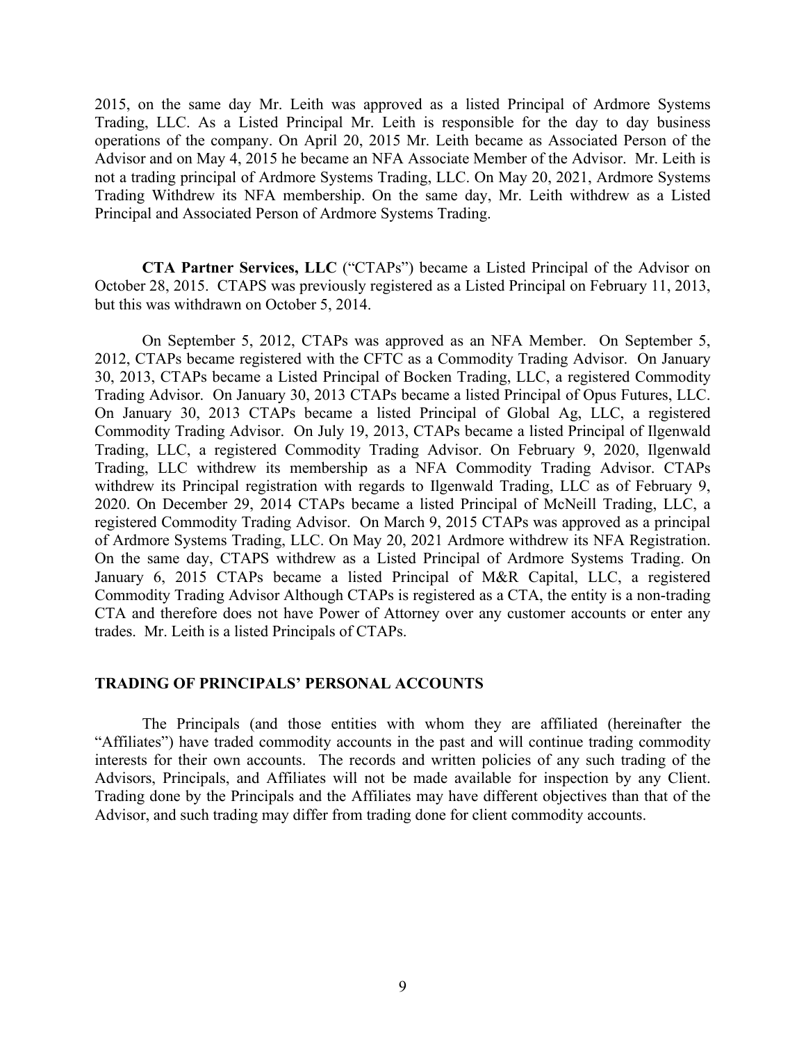2015, on the same day Mr. Leith was approved as a listed Principal of Ardmore Systems Trading, LLC. As a Listed Principal Mr. Leith is responsible for the day to day business operations of the company. On April 20, 2015 Mr. Leith became as Associated Person of the Advisor and on May 4, 2015 he became an NFA Associate Member of the Advisor. Mr. Leith is not a trading principal of Ardmore Systems Trading, LLC. On May 20, 2021, Ardmore Systems Trading Withdrew its NFA membership. On the same day, Mr. Leith withdrew as a Listed Principal and Associated Person of Ardmore Systems Trading.

**CTA Partner Services, LLC** ("CTAPs") became a Listed Principal of the Advisor on October 28, 2015. CTAPS was previously registered as a Listed Principal on February 11, 2013, but this was withdrawn on October 5, 2014.

On September 5, 2012, CTAPs was approved as an NFA Member. On September 5, 2012, CTAPs became registered with the CFTC as a Commodity Trading Advisor. On January 30, 2013, CTAPs became a Listed Principal of Bocken Trading, LLC, a registered Commodity Trading Advisor. On January 30, 2013 CTAPs became a listed Principal of Opus Futures, LLC. On January 30, 2013 CTAPs became a listed Principal of Global Ag, LLC, a registered Commodity Trading Advisor. On July 19, 2013, CTAPs became a listed Principal of Ilgenwald Trading, LLC, a registered Commodity Trading Advisor. On February 9, 2020, Ilgenwald Trading, LLC withdrew its membership as a NFA Commodity Trading Advisor. CTAPs withdrew its Principal registration with regards to Ilgenwald Trading, LLC as of February 9, 2020. On December 29, 2014 CTAPs became a listed Principal of McNeill Trading, LLC, a registered Commodity Trading Advisor. On March 9, 2015 CTAPs was approved as a principal of Ardmore Systems Trading, LLC. On May 20, 2021 Ardmore withdrew its NFA Registration. On the same day, CTAPS withdrew as a Listed Principal of Ardmore Systems Trading. On January 6, 2015 CTAPs became a listed Principal of M&R Capital, LLC, a registered Commodity Trading Advisor Although CTAPs is registered as a CTA, the entity is a non-trading CTA and therefore does not have Power of Attorney over any customer accounts or enter any trades. Mr. Leith is a listed Principals of CTAPs.

## TRADING OF PRINCIPALS' PERSONAL ACCOUNTS

The Principals (and those entities with whom they are affiliated (hereinafter the "Affiliates") have traded commodity accounts in the past and will continue trading commodity interests for their own accounts. The records and written policies of any such trading of the Advisors, Principals, and Affiliates will not be made available for inspection by any Client. Trading done by the Principals and the Affiliates may have different objectives than that of the Advisor, and such trading may differ from trading done for client commodity accounts.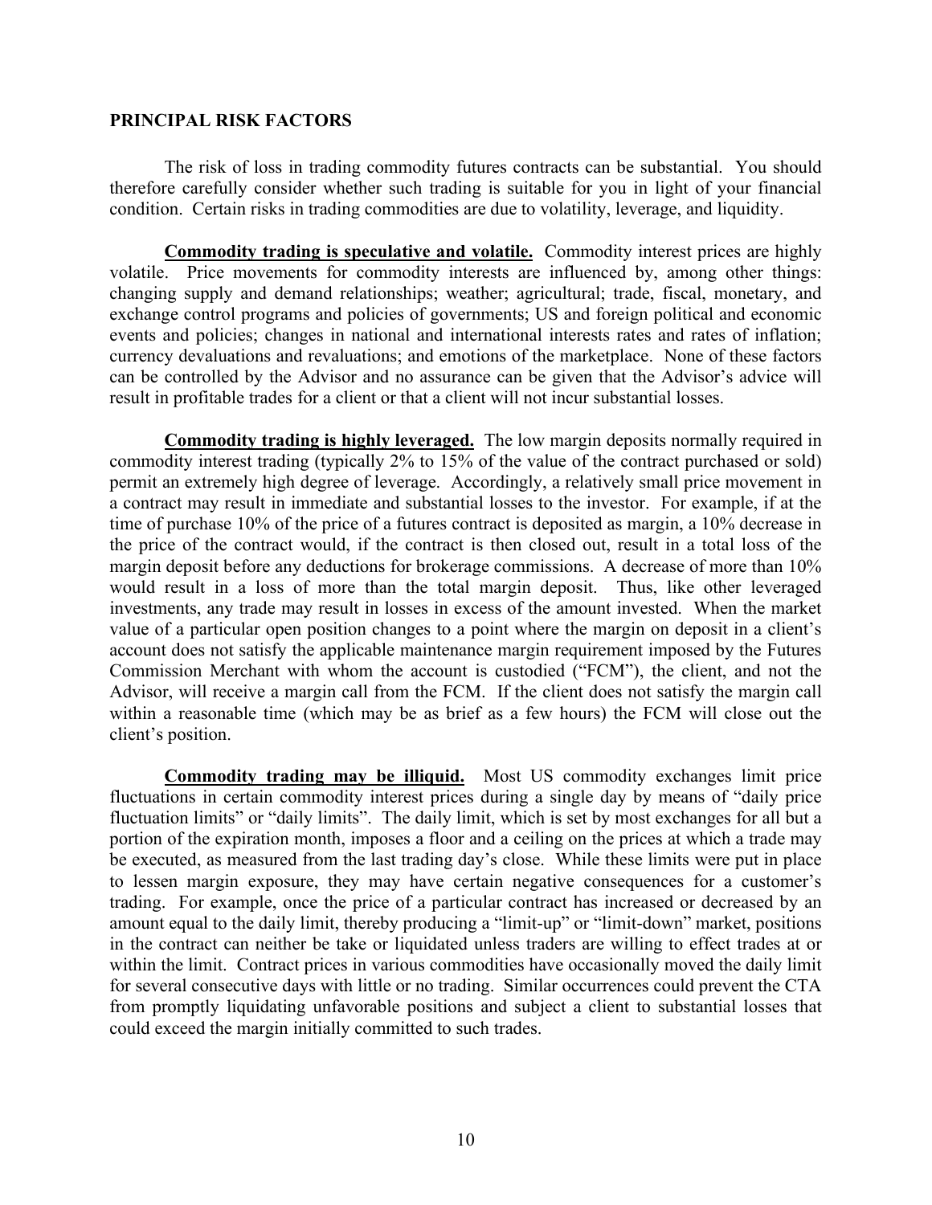**PRINCIPAL RISK FACTORS**

The risk of loss in trading commodity futures contracts can be substantial. You should therefore carefully consider whether such trading is suitable for you in light of your financial condition. Certain risks in trading commodities are due to volatility, leverage, and liquidity.

**Commodity trading is speculative and volatile.** Commodity interest prices are highly volatile. Price movements for commodity interests are influenced by, among other things: changing supply and demand relationships; weather; agricultural; trade, fiscal, monetary, and exchange control programs and policies of governments; US and foreign political and economic events and policies; changes in national and international interests rates and rates of inflation; currency devaluations and revaluations; and emotions of the marketplace. None of these factors can be controlled by the Advisor and no assurance can be given that the Advisor's advice will result in profitable trades for a client or that a client will not incur substantial losses.

**Commodity trading is highly leveraged.** The low margin deposits normally required in commodity interest trading (typically 2% to 15% of the value of the contract purchased or sold) permit an extremely high degree of leverage. Accordingly, a relatively small price movement in a contract may result in immediate and substantial losses to the investor. For example, if at the time of purchase 10% of the price of a futures contract is deposited as margin, a 10% decrease in the price of the contract would, if the contract is then closed out, result in a total loss of the margin deposit before any deductions for brokerage commissions. A decrease of more than 10% would result in a loss of more than the total margin deposit. Thus, like other leveraged investments, any trade may result in losses in excess of the amount invested. When the market value of a particular open position changes to a point where the margin on deposit in a client's account does not satisfy the applicable maintenance margin requirement imposed by the Futures Commission Merchant with whom the account is custodied ("FCM"), the client, and not the Advisor, will receive a margin call from the FCM. If the client does not satisfy the margin call within a reasonable time (which may be as brief as a few hours) the FCM will close out the client's position.

**Commodity trading may be illiquid.** Most US commodity exchanges limit price fluctuations in certain commodity interest prices during a single day by means of "daily price fluctuation limits" or "daily limits". The daily limit, which is set by most exchanges for all but a portion of the expiration month, imposes a floor and a ceiling on the prices at which a trade may be executed, as measured from the last trading day's close. While these limits were put in place to lessen margin exposure, they may have certain negative consequences for a customer's trading. For example, once the price of a particular contract has increased or decreased by an amount equal to the daily limit, thereby producing a "limit-up" or "limit-down" market, positions in the contract can neither be take or liquidated unless traders are willing to effect trades at or within the limit. Contract prices in various commodities have occasionally moved the daily limit for several consecutive days with little or no trading. Similar occurrences could prevent the CTA from promptly liquidating unfavorable positions and subject a client to substantial losses that could exceed the margin initially committed to such trades.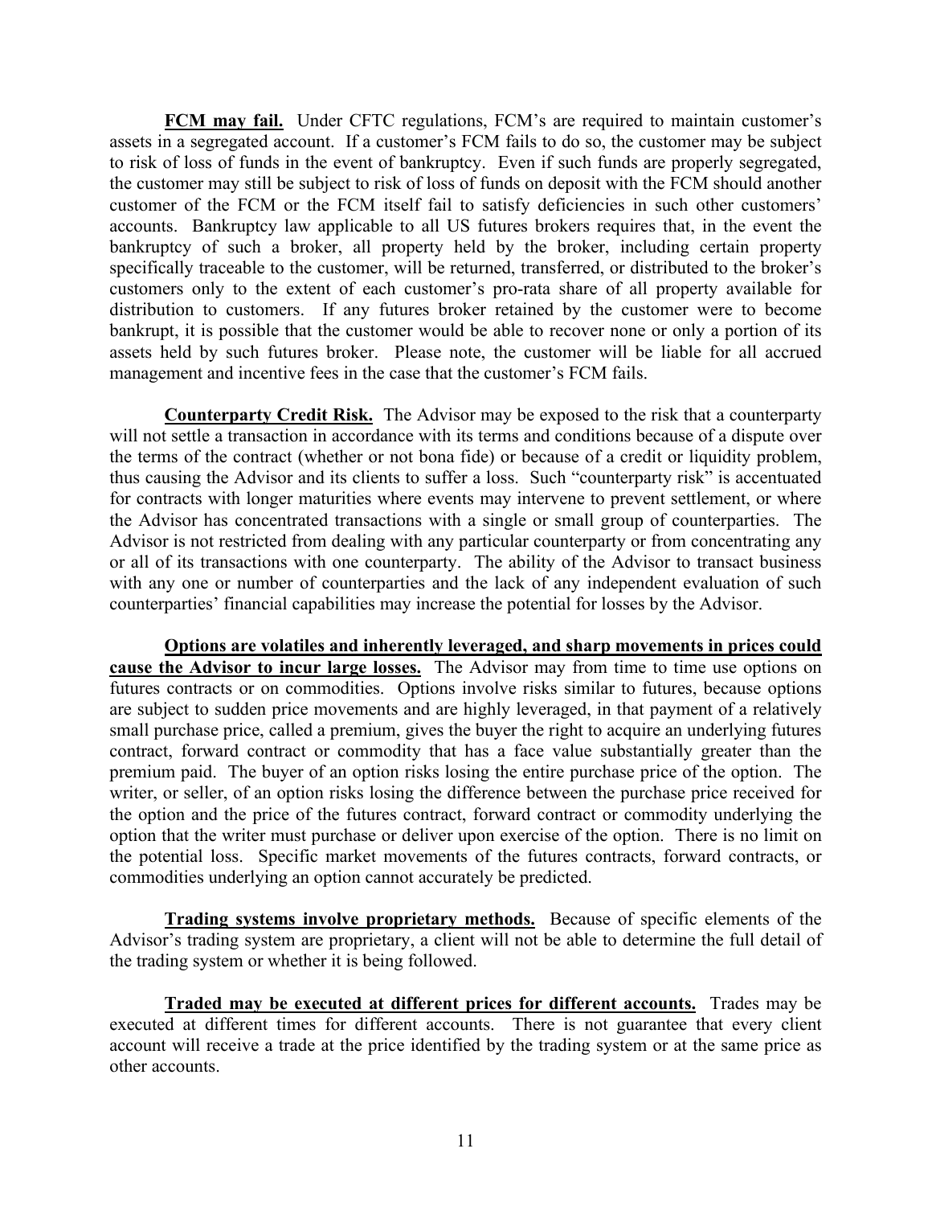**<u>FCM may fail.</u>** Under CFTC regulations, FCM's are required to maintain customer's assets in a segregated account. If a customer's FCM fails to do so, the customer may be subject to risk of loss of funds in the event of bankruptcy. Even if such funds are properly segregated, the customer may still be subject to risk of loss of funds on deposit with the FCM should another customer of the FCM or the FCM itself fail to satisfy deficiencies in such other customers' accounts. Bankruptcy law applicable to all US futures brokers requires that, in the event the bankruptcy of such a broker, all property held by the broker, including certain property specifically traceable to the customer, will be returned, transferred, or distributed to the broker's customers only to the extent of each customer's pro-rata share of all property available for distribution to customers. If any futures broker retained by the customer were to become bankrupt, it is possible that the customer would be able to recover none or only a portion of its assets held by such futures broker. Please note, the customer will be liable for all accrued management and incentive fees in the case that the customer's FCM fails.

**<u>Counterparty Credit Risk.</u>** The Advisor may be exposed to the risk that a counterparty will not settle a transaction in accordance with its terms and conditions because of a dispute over the terms of the contract (whether or not bona fide) or because of a credit or liquidity problem, thus causing the Advisor and its clients to suffer a loss. Such "counterparty risk" is accentuated for contracts with longer maturities where events may intervene to prevent settlement, or where the Advisor has concentrated transactions with a single or small group of counterparties. The Advisor is not restricted from dealing with any particular counterparty or from concentrating any or all of its transactions with one counterparty. The ability of the Advisor to transact business with any one or number of counterparties and the lack of any independent evaluation of such counterparties' financial capabilities may increase the potential for losses by the Advisor.

**<u>Options are volatiles and inherently leveraged, and sharp movements in prices could cause the Advisor to incur large losses.</u>** The Advisor may from time to time use options on futures contracts or on commodities. Options involve risks similar to futures, because options are subject to sudden price movements and are highly leveraged, in that payment of a relatively small purchase price, called a premium, gives the buyer the right to acquire an underlying futures contract, forward contract or commodity that has a face value substantially greater than the premium paid. The buyer of an option risks losing the entire purchase price of the option. The writer, or seller, of an option risks losing the difference between the purchase price received for the option and the price of the futures contract, forward contract or commodity underlying the option that the writer must purchase or deliver upon exercise of the option. There is no limit on the potential loss. Specific market movements of the futures contracts, forward contracts, or commodities underlying an option cannot accurately be predicted.

**<u>Trading systems involve proprietary methods.</u>** Because of specific elements of the Advisor's trading system are proprietary, a client will not be able to determine the full detail of the trading system or whether it is being followed.

**<u>Traded may be executed at different prices for different accounts.</u>** Trades may be executed at different times for different accounts. There is not guarantee that every client account will receive a trade at the price identified by the trading system or at the same price as other accounts.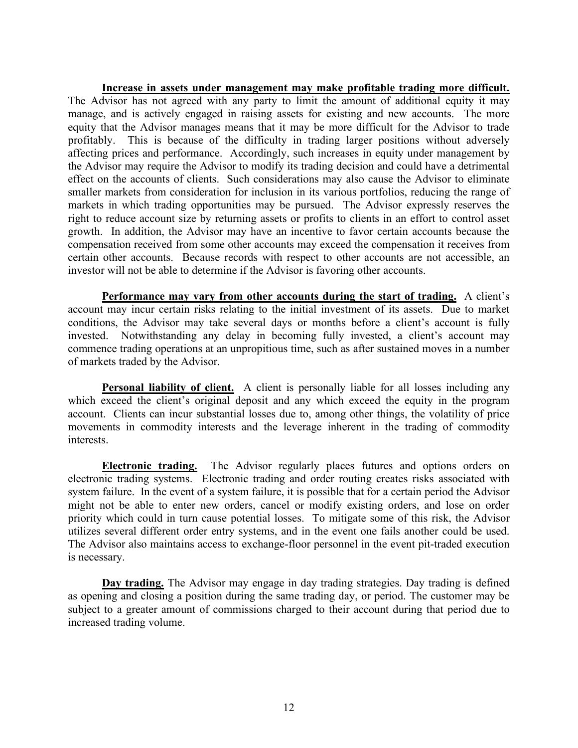**Increase in assets under management may make profitable trading more difficult.** The Advisor has not agreed with any party to limit the amount of additional equity it may manage, and is actively engaged in raising assets for existing and new accounts. The more equity that the Advisor manages means that it may be more difficult for the Advisor to trade profitably. This is because of the difficulty in trading larger positions without adversely affecting prices and performance. Accordingly, such increases in equity under management by the Advisor may require the Advisor to modify its trading decision and could have a detrimental effect on the accounts of clients. Such considerations may also cause the Advisor to eliminate smaller markets from consideration for inclusion in its various portfolios, reducing the range of markets in which trading opportunities may be pursued. The Advisor expressly reserves the right to reduce account size by returning assets or profits to clients in an effort to control asset growth. In addition, the Advisor may have an incentive to favor certain accounts because the compensation received from some other accounts may exceed the compensation it receives from certain other accounts. Because records with respect to other accounts are not accessible, an investor will not be able to determine if the Advisor is favoring other accounts.

**Performance may vary from other accounts during the start of trading.** A client's account may incur certain risks relating to the initial investment of its assets. Due to market conditions, the Advisor may take several days or months before a client's account is fully invested. Notwithstanding any delay in becoming fully invested, a client's account may commence trading operations at an unpropitious time, such as after sustained moves in a number of markets traded by the Advisor.

**Personal liability of client.** A client is personally liable for all losses including any which exceed the client's original deposit and any which exceed the equity in the program account. Clients can incur substantial losses due to, among other things, the volatility of price movements in commodity interests and the leverage inherent in the trading of commodity interests.

**Electronic trading.** The Advisor regularly places futures and options orders on electronic trading systems. Electronic trading and order routing creates risks associated with system failure. In the event of a system failure, it is possible that for a certain period the Advisor might not be able to enter new orders, cancel or modify existing orders, and lose on order priority which could in turn cause potential losses. To mitigate some of this risk, the Advisor utilizes several different order entry systems, and in the event one fails another could be used. The Advisor also maintains access to exchange-floor personnel in the event pit-traded execution is necessary.

**Day trading.** The Advisor may engage in day trading strategies. Day trading is defined as opening and closing a position during the same trading day, or period. The customer may be subject to a greater amount of commissions charged to their account during that period due to increased trading volume.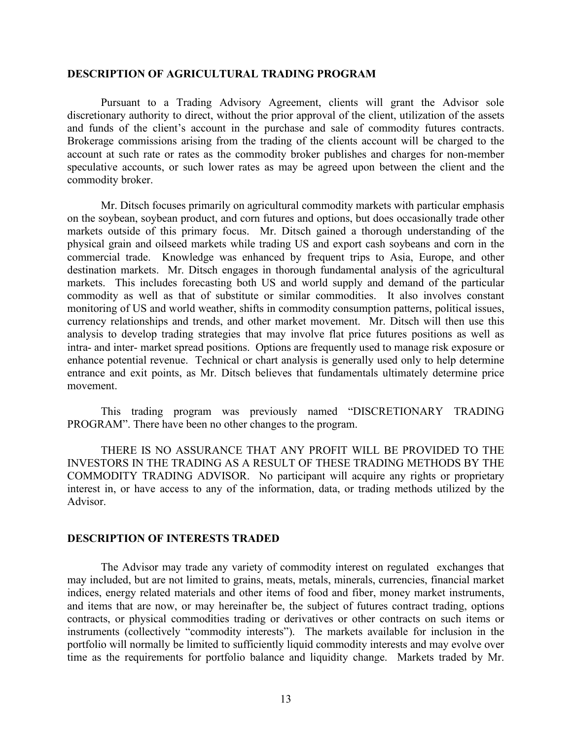**DESCRIPTION OF AGRICULTURAL TRADING PROGRAM**

Pursuant to a Trading Advisory Agreement, clients will grant the Advisor sole discretionary authority to direct, without the prior approval of the client, utilization of the assets and funds of the client's account in the purchase and sale of commodity futures contracts. Brokerage commissions arising from the trading of the clients account will be charged to the account at such rate or rates as the commodity broker publishes and charges for non-member speculative accounts, or such lower rates as may be agreed upon between the client and the commodity broker.

Mr. Ditsch focuses primarily on agricultural commodity markets with particular emphasis on the soybean, soybean product, and corn futures and options, but does occasionally trade other markets outside of this primary focus. Mr. Ditsch gained a thorough understanding of the physical grain and oilseed markets while trading US and export cash soybeans and corn in the commercial trade. Knowledge was enhanced by frequent trips to Asia, Europe, and other destination markets. Mr. Ditsch engages in thorough fundamental analysis of the agricultural markets. This includes forecasting both US and world supply and demand of the particular commodity as well as that of substitute or similar commodities. It also involves constant monitoring of US and world weather, shifts in commodity consumption patterns, political issues, currency relationships and trends, and other market movement. Mr. Ditsch will then use this analysis to develop trading strategies that may involve flat price futures positions as well as intra- and inter- market spread positions. Options are frequently used to manage risk exposure or enhance potential revenue. Technical or chart analysis is generally used only to help determine entrance and exit points, as Mr. Ditsch believes that fundamentals ultimately determine price movement.

This trading program was previously named "DISCRETIONARY TRADING PROGRAM". There have been no other changes to the program.

THERE IS NO ASSURANCE THAT ANY PROFIT WILL BE PROVIDED TO THE INVESTORS IN THE TRADING AS A RESULT OF THESE TRADING METHODS BY THE COMMODITY TRADING ADVISOR. No participant will acquire any rights or proprietary interest in, or have access to any of the information, data, or trading methods utilized by the Advisor.

**DESCRIPTION OF INTERESTS TRADED**

The Advisor may trade any variety of commodity interest on regulated exchanges that may included, but are not limited to grains, meats, metals, minerals, currencies, financial market indices, energy related materials and other items of food and fiber, money market instruments, and items that are now, or may hereinafter be, the subject of futures contract trading, options contracts, or physical commodities trading or derivatives or other contracts on such items or instruments (collectively "commodity interests"). The markets available for inclusion in the portfolio will normally be limited to sufficiently liquid commodity interests and may evolve over time as the requirements for portfolio balance and liquidity change. Markets traded by Mr.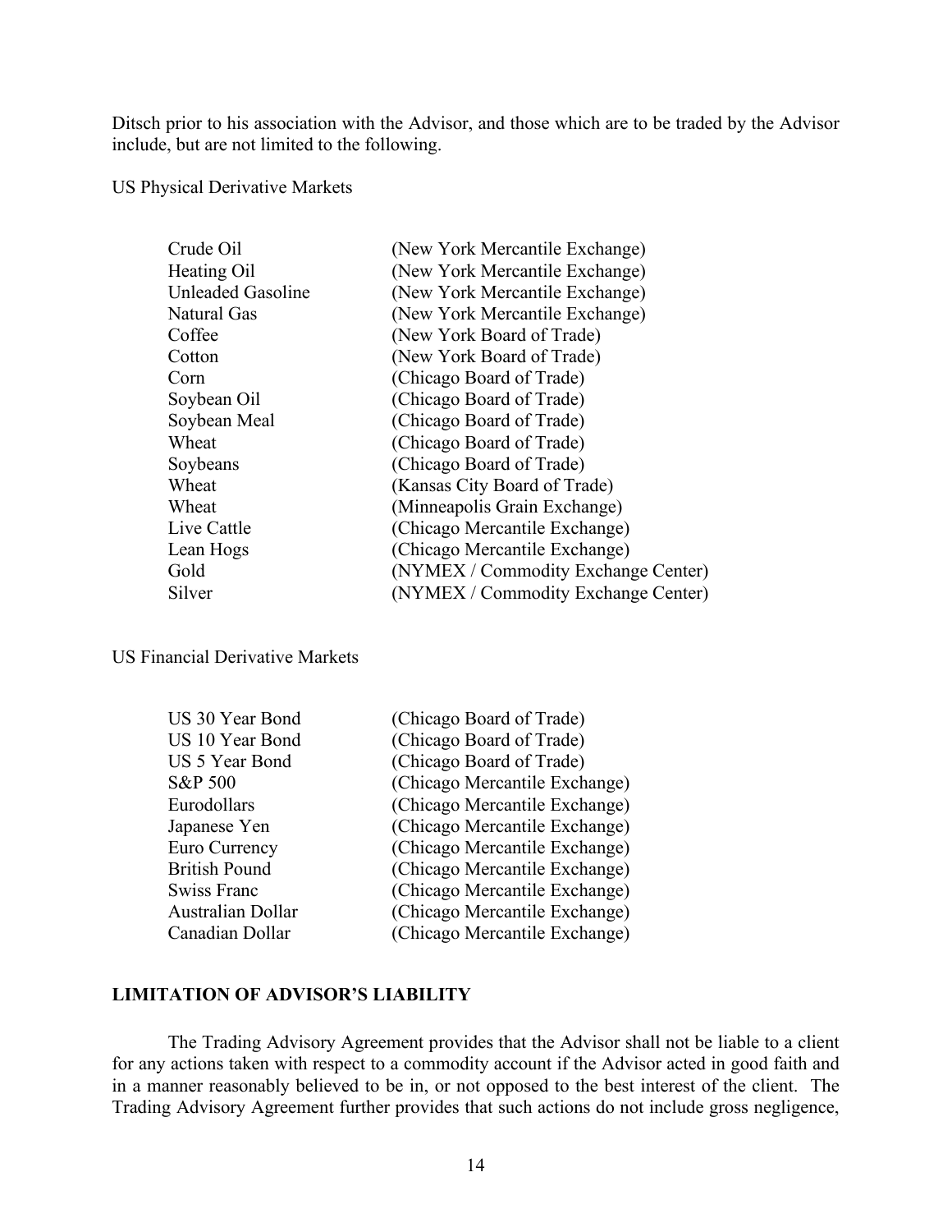Ditsch prior to his association with the Advisor, and those which are to be traded by the Advisor include, but are not limited to the following.

US Physical Derivative Markets

| | |
|---|---|
| Crude Oil | (New York Mercantile Exchange) |
| Heating Oil | (New York Mercantile Exchange) |
| Unleaded Gasoline | (New York Mercantile Exchange) |
| Natural Gas | (New York Mercantile Exchange) |
| Coffee | (New York Board of Trade) |
| Cotton | (New York Board of Trade) |
| Corn | (Chicago Board of Trade) |
| Soybean Oil | (Chicago Board of Trade) |
| Soybean Meal | (Chicago Board of Trade) |
| Wheat | (Chicago Board of Trade) |
| Soybeans | (Chicago Board of Trade) |
| Wheat | (Kansas City Board of Trade) |
| Wheat | (Minneapolis Grain Exchange) |
| Live Cattle | (Chicago Mercantile Exchange) |
| Lean Hogs | (Chicago Mercantile Exchange) |
| Gold | (NYMEX / Commodity Exchange Center) |
| Silver | (NYMEX / Commodity Exchange Center) |

US Financial Derivative Markets

| | |
|---|---|
| US 30 Year Bond | (Chicago Board of Trade) |
| US 10 Year Bond | (Chicago Board of Trade) |
| US 5 Year Bond | (Chicago Board of Trade) |
| S&P 500 | (Chicago Mercantile Exchange) |
| Eurodollars | (Chicago Mercantile Exchange) |
| Japanese Yen | (Chicago Mercantile Exchange) |
| Euro Currency | (Chicago Mercantile Exchange) |
| British Pound | (Chicago Mercantile Exchange) |
| Swiss Franc | (Chicago Mercantile Exchange) |
| Australian Dollar | (Chicago Mercantile Exchange) |
| Canadian Dollar | (Chicago Mercantile Exchange) |

## LIMITATION OF ADVISOR'S LIABILITY

The Trading Advisory Agreement provides that the Advisor shall not be liable to a client for any actions taken with respect to a commodity account if the Advisor acted in good faith and in a manner reasonably believed to be in, or not opposed to the best interest of the client. The Trading Advisory Agreement further provides that such actions do not include gross negligence,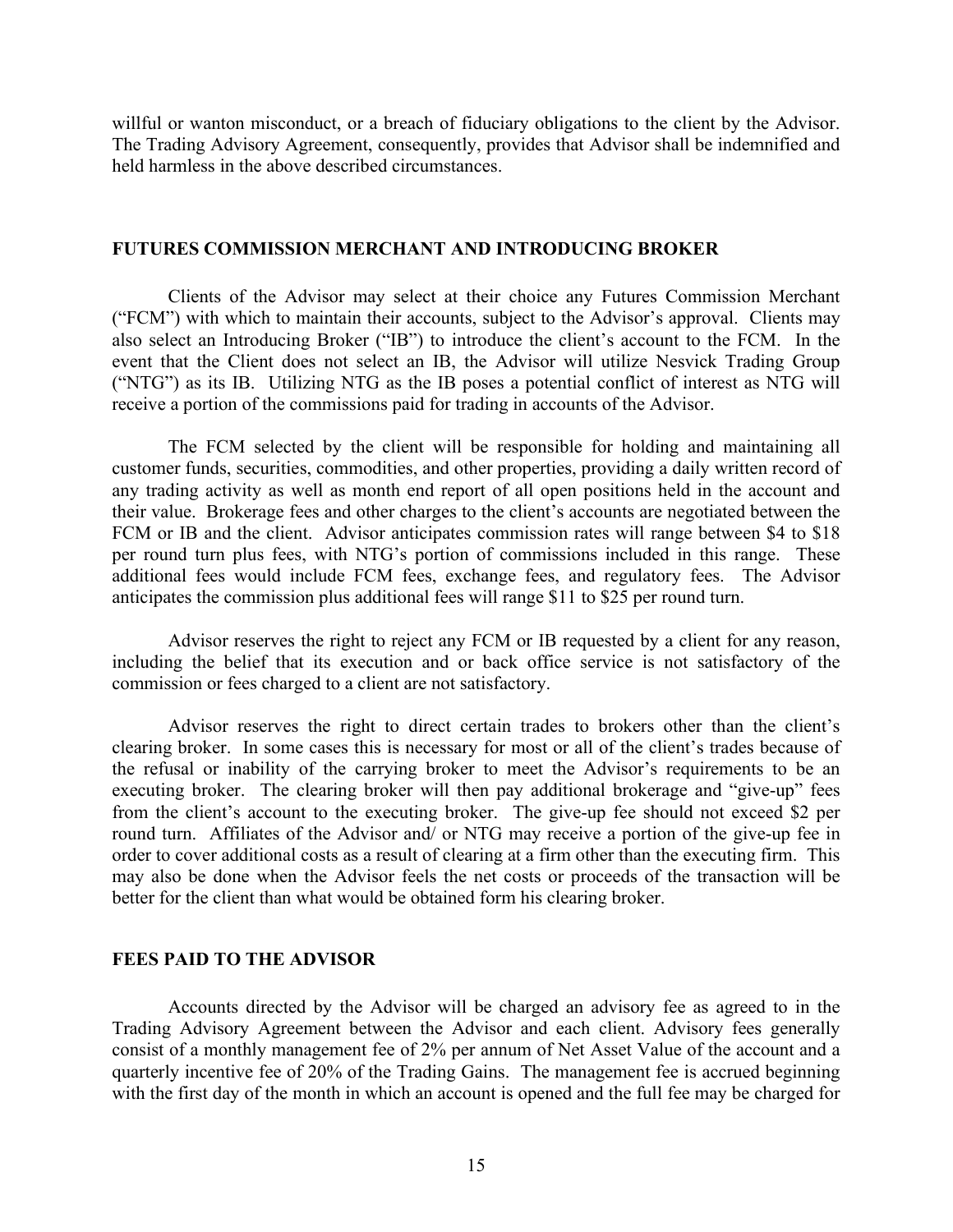willful or wanton misconduct, or a breach of fiduciary obligations to the client by the Advisor. The Trading Advisory Agreement, consequently, provides that Advisor shall be indemnified and held harmless in the above described circumstances.

## FUTURES COMMISSION MERCHANT AND INTRODUCING BROKER

Clients of the Advisor may select at their choice any Futures Commission Merchant ("FCM") with which to maintain their accounts, subject to the Advisor's approval. Clients may also select an Introducing Broker ("IB") to introduce the client's account to the FCM. In the event that the Client does not select an IB, the Advisor will utilize Nesvick Trading Group ("NTG") as its IB. Utilizing NTG as the IB poses a potential conflict of interest as NTG will receive a portion of the commissions paid for trading in accounts of the Advisor.

The FCM selected by the client will be responsible for holding and maintaining all customer funds, securities, commodities, and other properties, providing a daily written record of any trading activity as well as month end report of all open positions held in the account and their value. Brokerage fees and other charges to the client's accounts are negotiated between the FCM or IB and the client. Advisor anticipates commission rates will range between $4 to $18 per round turn plus fees, with NTG's portion of commissions included in this range. These additional fees would include FCM fees, exchange fees, and regulatory fees. The Advisor anticipates the commission plus additional fees will range $11 to $25 per round turn.

Advisor reserves the right to reject any FCM or IB requested by a client for any reason, including the belief that its execution and or back office service is not satisfactory of the commission or fees charged to a client are not satisfactory.

Advisor reserves the right to direct certain trades to brokers other than the client's clearing broker. In some cases this is necessary for most or all of the client's trades because of the refusal or inability of the carrying broker to meet the Advisor's requirements to be an executing broker. The clearing broker will then pay additional brokerage and "give-up" fees from the client's account to the executing broker. The give-up fee should not exceed $2 per round turn. Affiliates of the Advisor and/ or NTG may receive a portion of the give-up fee in order to cover additional costs as a result of clearing at a firm other than the executing firm. This may also be done when the Advisor feels the net costs or proceeds of the transaction will be better for the client than what would be obtained form his clearing broker.

## FEES PAID TO THE ADVISOR

Accounts directed by the Advisor will be charged an advisory fee as agreed to in the Trading Advisory Agreement between the Advisor and each client. Advisory fees generally consist of a monthly management fee of 2% per annum of Net Asset Value of the account and a quarterly incentive fee of 20% of the Trading Gains. The management fee is accrued beginning with the first day of the month in which an account is opened and the full fee may be charged for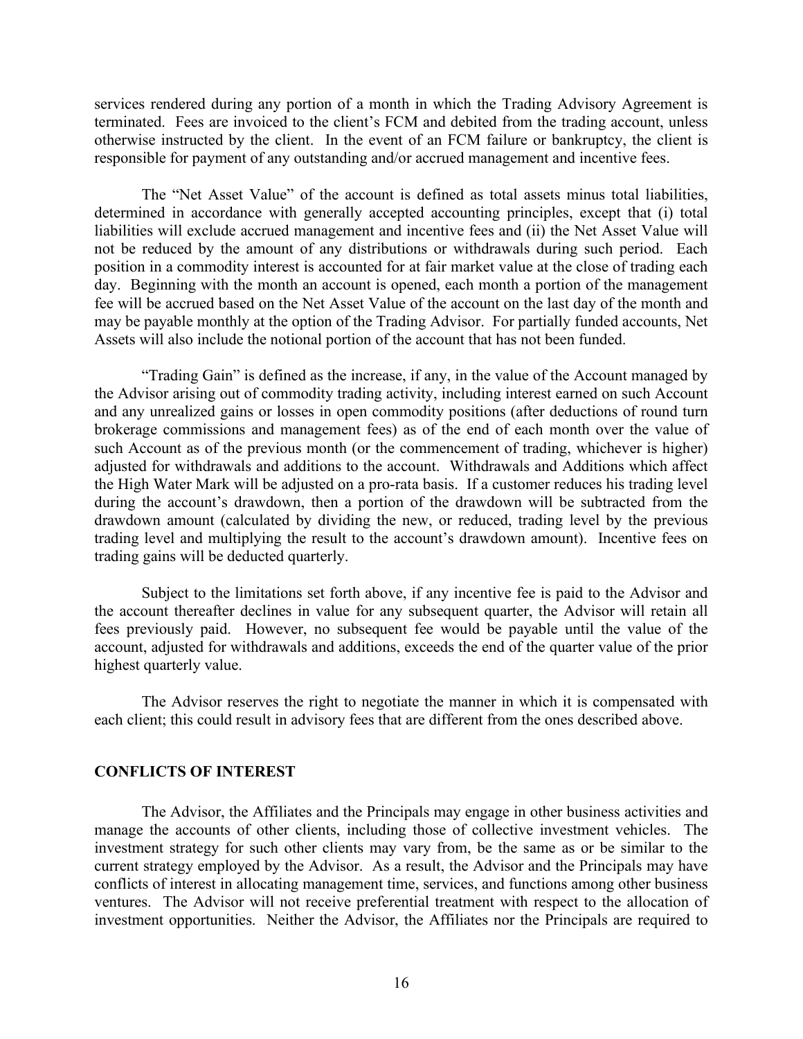services rendered during any portion of a month in which the Trading Advisory Agreement is terminated. Fees are invoiced to the client's FCM and debited from the trading account, unless otherwise instructed by the client. In the event of an FCM failure or bankruptcy, the client is responsible for payment of any outstanding and/or accrued management and incentive fees.

The "Net Asset Value" of the account is defined as total assets minus total liabilities, determined in accordance with generally accepted accounting principles, except that (i) total liabilities will exclude accrued management and incentive fees and (ii) the Net Asset Value will not be reduced by the amount of any distributions or withdrawals during such period. Each position in a commodity interest is accounted for at fair market value at the close of trading each day. Beginning with the month an account is opened, each month a portion of the management fee will be accrued based on the Net Asset Value of the account on the last day of the month and may be payable monthly at the option of the Trading Advisor. For partially funded accounts, Net Assets will also include the notional portion of the account that has not been funded.

"Trading Gain" is defined as the increase, if any, in the value of the Account managed by the Advisor arising out of commodity trading activity, including interest earned on such Account and any unrealized gains or losses in open commodity positions (after deductions of round turn brokerage commissions and management fees) as of the end of each month over the value of such Account as of the previous month (or the commencement of trading, whichever is higher) adjusted for withdrawals and additions to the account. Withdrawals and Additions which affect the High Water Mark will be adjusted on a pro-rata basis. If a customer reduces his trading level during the account's drawdown, then a portion of the drawdown will be subtracted from the drawdown amount (calculated by dividing the new, or reduced, trading level by the previous trading level and multiplying the result to the account's drawdown amount). Incentive fees on trading gains will be deducted quarterly.

Subject to the limitations set forth above, if any incentive fee is paid to the Advisor and the account thereafter declines in value for any subsequent quarter, the Advisor will retain all fees previously paid. However, no subsequent fee would be payable until the value of the account, adjusted for withdrawals and additions, exceeds the end of the quarter value of the prior highest quarterly value.

The Advisor reserves the right to negotiate the manner in which it is compensated with each client; this could result in advisory fees that are different from the ones described above.

## CONFLICTS OF INTEREST

The Advisor, the Affiliates and the Principals may engage in other business activities and manage the accounts of other clients, including those of collective investment vehicles. The investment strategy for such other clients may vary from, be the same as or be similar to the current strategy employed by the Advisor. As a result, the Advisor and the Principals may have conflicts of interest in allocating management time, services, and functions among other business ventures. The Advisor will not receive preferential treatment with respect to the allocation of investment opportunities. Neither the Advisor, the Affiliates nor the Principals are required to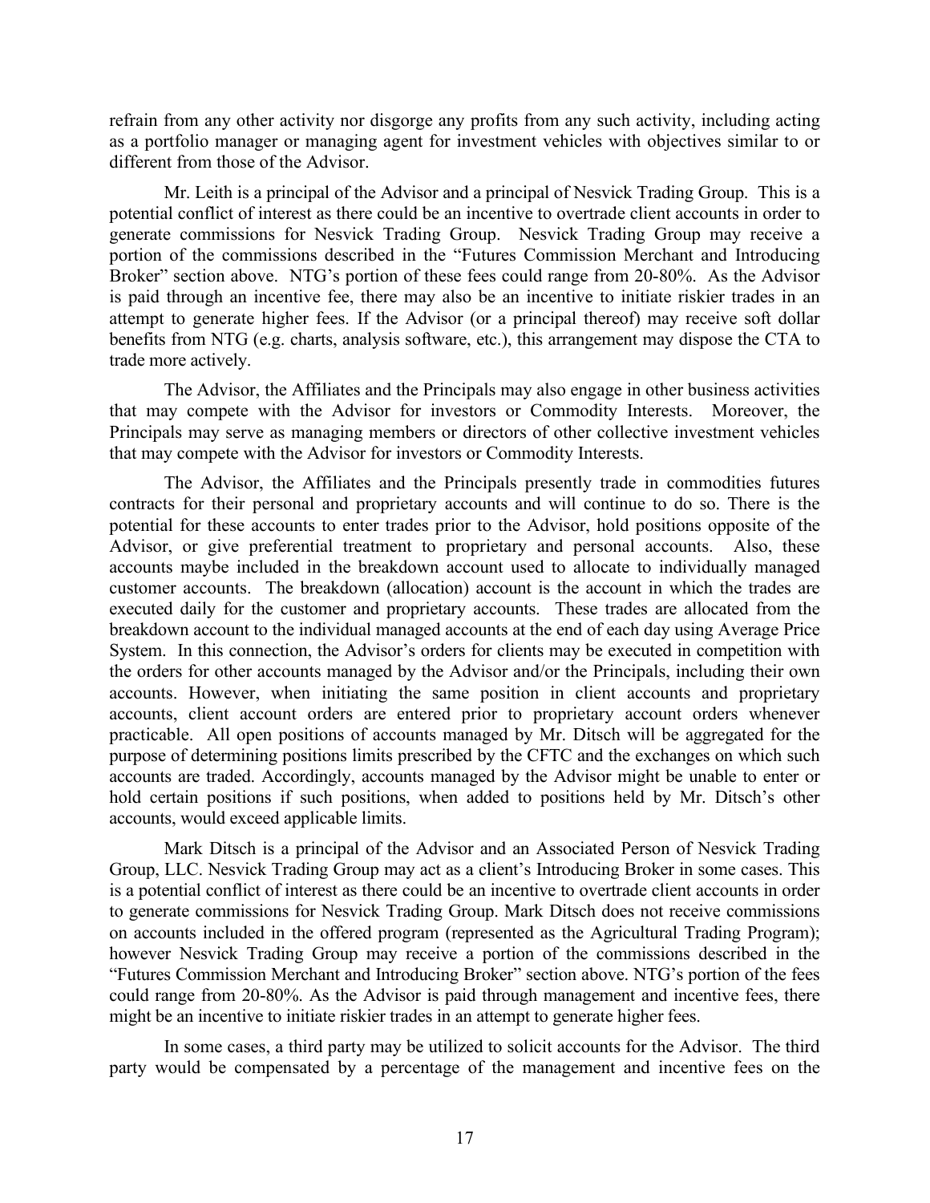refrain from any other activity nor disgorge any profits from any such activity, including acting as a portfolio manager or managing agent for investment vehicles with objectives similar to or different from those of the Advisor.

Mr. Leith is a principal of the Advisor and a principal of Nesvick Trading Group. This is a potential conflict of interest as there could be an incentive to overtrade client accounts in order to generate commissions for Nesvick Trading Group. Nesvick Trading Group may receive a portion of the commissions described in the "Futures Commission Merchant and Introducing Broker" section above. NTG's portion of these fees could range from 20-80%. As the Advisor is paid through an incentive fee, there may also be an incentive to initiate riskier trades in an attempt to generate higher fees. If the Advisor (or a principal thereof) may receive soft dollar benefits from NTG (e.g. charts, analysis software, etc.), this arrangement may dispose the CTA to trade more actively.

The Advisor, the Affiliates and the Principals may also engage in other business activities that may compete with the Advisor for investors or Commodity Interests. Moreover, the Principals may serve as managing members or directors of other collective investment vehicles that may compete with the Advisor for investors or Commodity Interests.

The Advisor, the Affiliates and the Principals presently trade in commodities futures contracts for their personal and proprietary accounts and will continue to do so. There is the potential for these accounts to enter trades prior to the Advisor, hold positions opposite of the Advisor, or give preferential treatment to proprietary and personal accounts. Also, these accounts maybe included in the breakdown account used to allocate to individually managed customer accounts. The breakdown (allocation) account is the account in which the trades are executed daily for the customer and proprietary accounts. These trades are allocated from the breakdown account to the individual managed accounts at the end of each day using Average Price System. In this connection, the Advisor's orders for clients may be executed in competition with the orders for other accounts managed by the Advisor and/or the Principals, including their own accounts. However, when initiating the same position in client accounts and proprietary accounts, client account orders are entered prior to proprietary account orders whenever practicable. All open positions of accounts managed by Mr. Ditsch will be aggregated for the purpose of determining positions limits prescribed by the CFTC and the exchanges on which such accounts are traded. Accordingly, accounts managed by the Advisor might be unable to enter or hold certain positions if such positions, when added to positions held by Mr. Ditsch's other accounts, would exceed applicable limits.

Mark Ditsch is a principal of the Advisor and an Associated Person of Nesvick Trading Group, LLC. Nesvick Trading Group may act as a client's Introducing Broker in some cases. This is a potential conflict of interest as there could be an incentive to overtrade client accounts in order to generate commissions for Nesvick Trading Group. Mark Ditsch does not receive commissions on accounts included in the offered program (represented as the Agricultural Trading Program); however Nesvick Trading Group may receive a portion of the commissions described in the "Futures Commission Merchant and Introducing Broker" section above. NTG's portion of the fees could range from 20-80%. As the Advisor is paid through management and incentive fees, there might be an incentive to initiate riskier trades in an attempt to generate higher fees.

In some cases, a third party may be utilized to solicit accounts for the Advisor. The third party would be compensated by a percentage of the management and incentive fees on the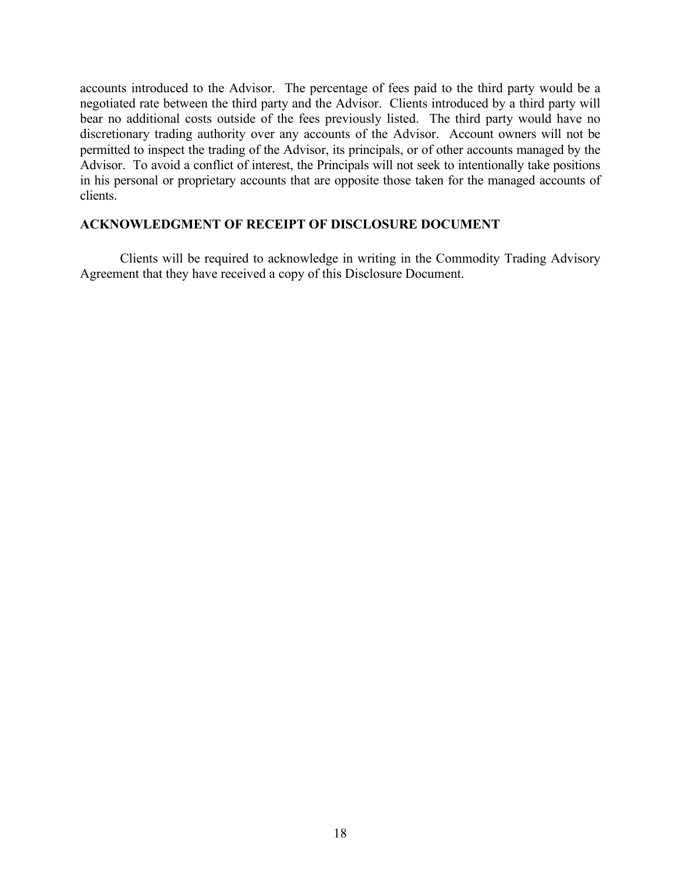accounts introduced to the Advisor. The percentage of fees paid to the third party would be a negotiated rate between the third party and the Advisor. Clients introduced by a third party will bear no additional costs outside of the fees previously listed. The third party would have no discretionary trading authority over any accounts of the Advisor. Account owners will not be permitted to inspect the trading of the Advisor, its principals, or of other accounts managed by the Advisor. To avoid a conflict of interest, the Principals will not seek to intentionally take positions in his personal or proprietary accounts that are opposite those taken for the managed accounts of clients.

## ACKNOWLEDGMENT OF RECEIPT OF DISCLOSURE DOCUMENT

Clients will be required to acknowledge in writing in the Commodity Trading Advisory Agreement that they have received a copy of this Disclosure Document.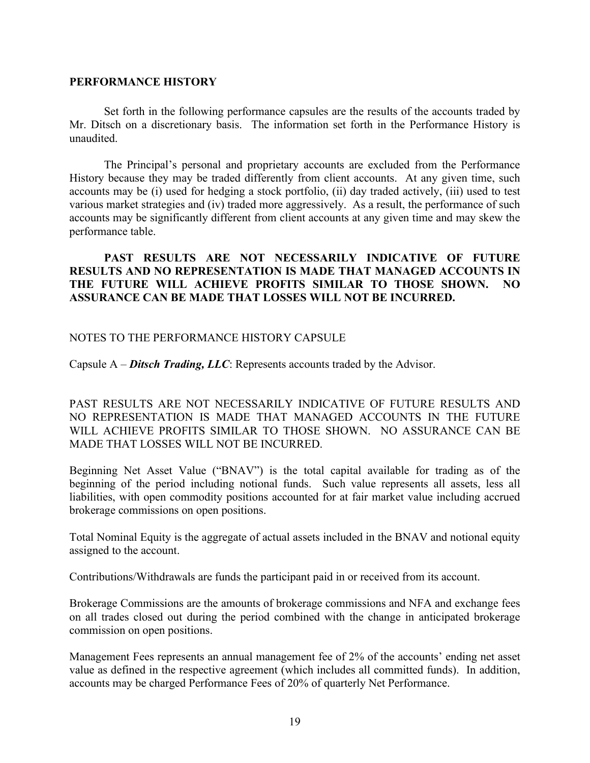## PERFORMANCE HISTORY

Set forth in the following performance capsules are the results of the accounts traded by Mr. Ditsch on a discretionary basis. The information set forth in the Performance History is unaudited.

The Principal's personal and proprietary accounts are excluded from the Performance History because they may be traded differently from client accounts. At any given time, such accounts may be (i) used for hedging a stock portfolio, (ii) day traded actively, (iii) used to test various market strategies and (iv) traded more aggressively. As a result, the performance of such accounts may be significantly different from client accounts at any given time and may skew the performance table.

**PAST RESULTS ARE NOT NECESSARILY INDICATIVE OF FUTURE RESULTS AND NO REPRESENTATION IS MADE THAT MANAGED ACCOUNTS IN THE FUTURE WILL ACHIEVE PROFITS SIMILAR TO THOSE SHOWN. NO ASSURANCE CAN BE MADE THAT LOSSES WILL NOT BE INCURRED.**

NOTES TO THE PERFORMANCE HISTORY CAPSULE

Capsule A – ***Ditsch Trading, LLC***: Represents accounts traded by the Advisor.

PAST RESULTS ARE NOT NECESSARILY INDICATIVE OF FUTURE RESULTS AND NO REPRESENTATION IS MADE THAT MANAGED ACCOUNTS IN THE FUTURE WILL ACHIEVE PROFITS SIMILAR TO THOSE SHOWN. NO ASSURANCE CAN BE MADE THAT LOSSES WILL NOT BE INCURRED.

Beginning Net Asset Value ("BNAV") is the total capital available for trading as of the beginning of the period including notional funds. Such value represents all assets, less all liabilities, with open commodity positions accounted for at fair market value including accrued brokerage commissions on open positions.

Total Nominal Equity is the aggregate of actual assets included in the BNAV and notional equity assigned to the account.

Contributions/Withdrawals are funds the participant paid in or received from its account.

Brokerage Commissions are the amounts of brokerage commissions and NFA and exchange fees on all trades closed out during the period combined with the change in anticipated brokerage commission on open positions.

Management Fees represents an annual management fee of 2% of the accounts' ending net asset value as defined in the respective agreement (which includes all committed funds). In addition, accounts may be charged Performance Fees of 20% of quarterly Net Performance.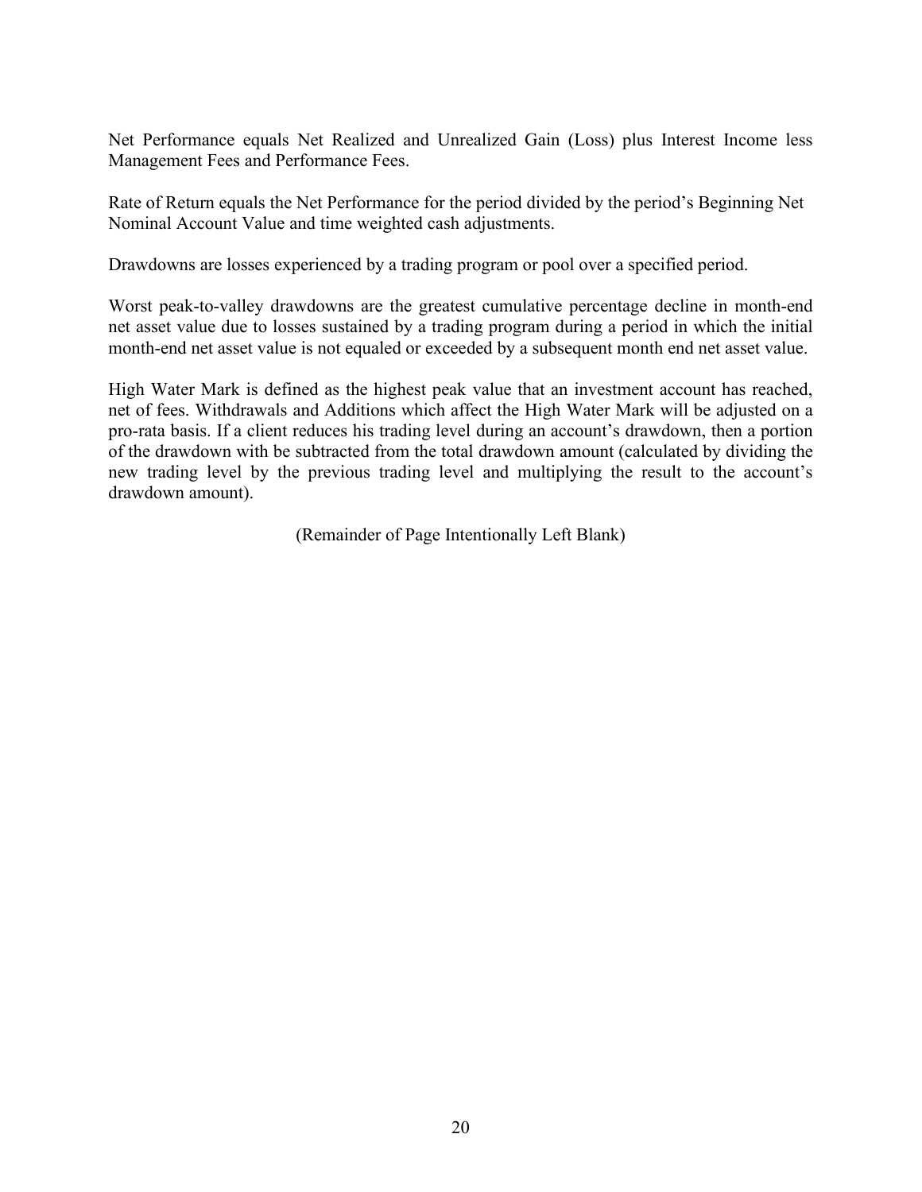Net Performance equals Net Realized and Unrealized Gain (Loss) plus Interest Income less Management Fees and Performance Fees.

Rate of Return equals the Net Performance for the period divided by the period's Beginning Net Nominal Account Value and time weighted cash adjustments.

Drawdowns are losses experienced by a trading program or pool over a specified period.

Worst peak-to-valley drawdowns are the greatest cumulative percentage decline in month-end net asset value due to losses sustained by a trading program during a period in which the initial month-end net asset value is not equaled or exceeded by a subsequent month end net asset value.

High Water Mark is defined as the highest peak value that an investment account has reached, net of fees. Withdrawals and Additions which affect the High Water Mark will be adjusted on a pro-rata basis. If a client reduces his trading level during an account's drawdown, then a portion of the drawdown with be subtracted from the total drawdown amount (calculated by dividing the new trading level by the previous trading level and multiplying the result to the account's drawdown amount).

(Remainder of Page Intentionally Left Blank)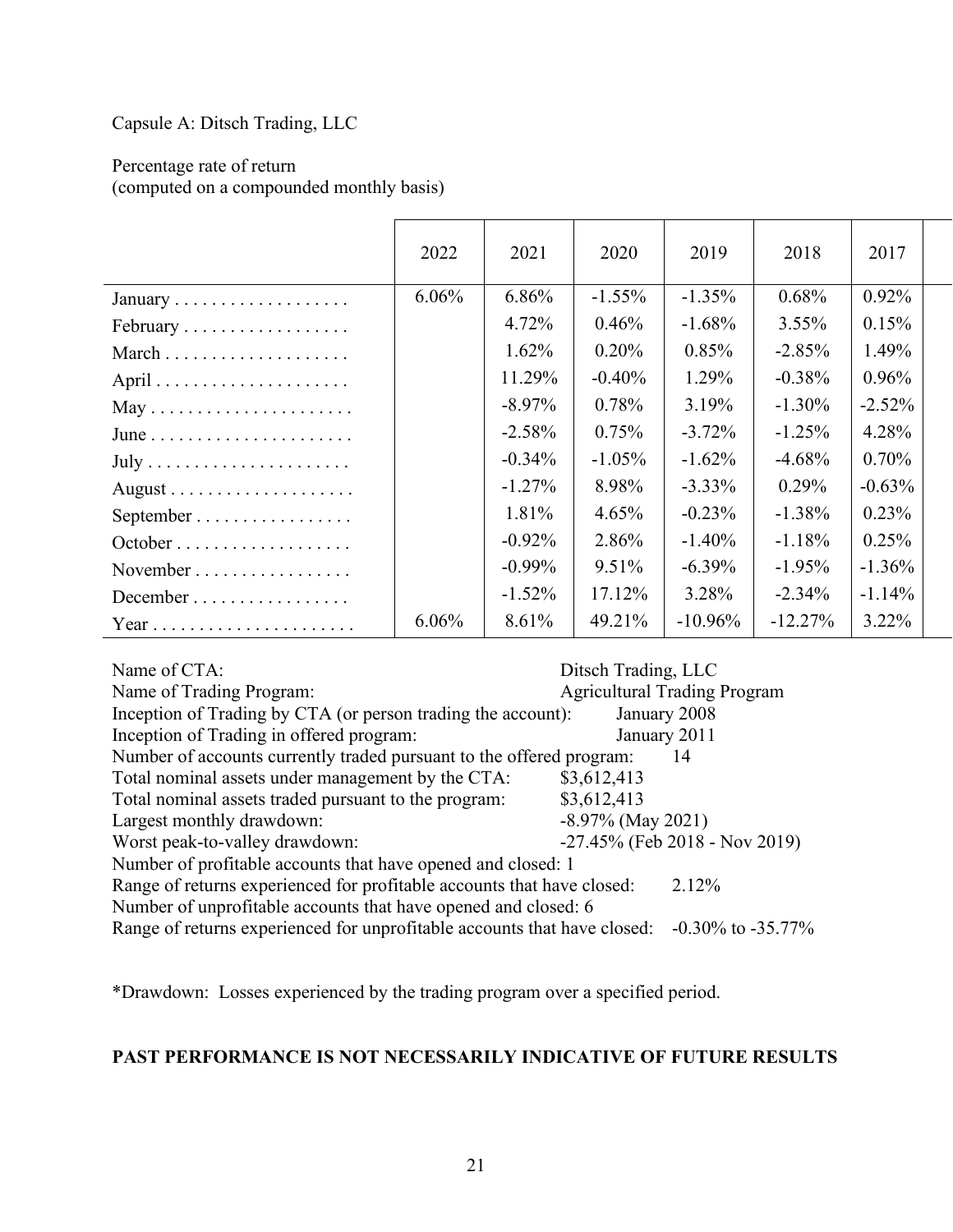Capsule A: Ditsch Trading, LLC

Percentage rate of return
(computed on a compounded monthly basis)

| | 2022 | 2021 | 2020 | 2019 | 2018 | 2017 |
|---|---|---|---|---|---|---|
| January . . . . . . . . . . . . . . . . . . . | 6.06% | 6.86% | -1.55% | -1.35% | 0.68% | 0.92% |
| February . . . . . . . . . . . . . . . . . . | | 4.72% | 0.46% | -1.68% | 3.55% | 0.15% |
| March . . . . . . . . . . . . . . . . . . . . | | 1.62% | 0.20% | 0.85% | -2.85% | 1.49% |
| April . . . . . . . . . . . . . . . . . . . . . | | 11.29% | -0.40% | 1.29% | -0.38% | 0.96% |
| May . . . . . . . . . . . . . . . . . . . . . . | | -8.97% | 0.78% | 3.19% | -1.30% | -2.52% |
| June . . . . . . . . . . . . . . . . . . . . . . | | -2.58% | 0.75% | -3.72% | -1.25% | 4.28% |
| July . . . . . . . . . . . . . . . . . . . . . . | | -0.34% | -1.05% | -1.62% | -4.68% | 0.70% |
| August . . . . . . . . . . . . . . . . . . . . | | -1.27% | 8.98% | -3.33% | 0.29% | -0.63% |
| September . . . . . . . . . . . . . . . . . | | 1.81% | 4.65% | -0.23% | -1.38% | 0.23% |
| October . . . . . . . . . . . . . . . . . . . | | -0.92% | 2.86% | -1.40% | -1.18% | 0.25% |
| November . . . . . . . . . . . . . . . . . | | -0.99% | 9.51% | -6.39% | -1.95% | -1.36% |
| December . . . . . . . . . . . . . . . . . | | -1.52% | 17.12% | 3.28% | -2.34% | -1.14% |
| Year . . . . . . . . . . . . . . . . . . . . . . | 6.06% | 8.61% | 49.21% | -10.96% | -12.27% | 3.22% |

Name of CTA: Ditsch Trading, LLC
Name of Trading Program: Agricultural Trading Program
Inception of Trading by CTA (or person trading the account): January 2008
Inception of Trading in offered program: January 2011
Number of accounts currently traded pursuant to the offered program: 14
Total nominal assets under management by the CTA: $3,612,413
Total nominal assets traded pursuant to the program: $3,612,413
Largest monthly drawdown: -8.97% (May 2021)
Worst peak-to-valley drawdown: -27.45% (Feb 2018 - Nov 2019)
Number of profitable accounts that have opened and closed: 1
Range of returns experienced for profitable accounts that have closed: 2.12%
Number of unprofitable accounts that have opened and closed: 6
Range of returns experienced for unprofitable accounts that have closed: -0.30% to -35.77%

*Drawdown: Losses experienced by the trading program over a specified period.

**PAST PERFORMANCE IS NOT NECESSARILY INDICATIVE OF FUTURE RESULTS**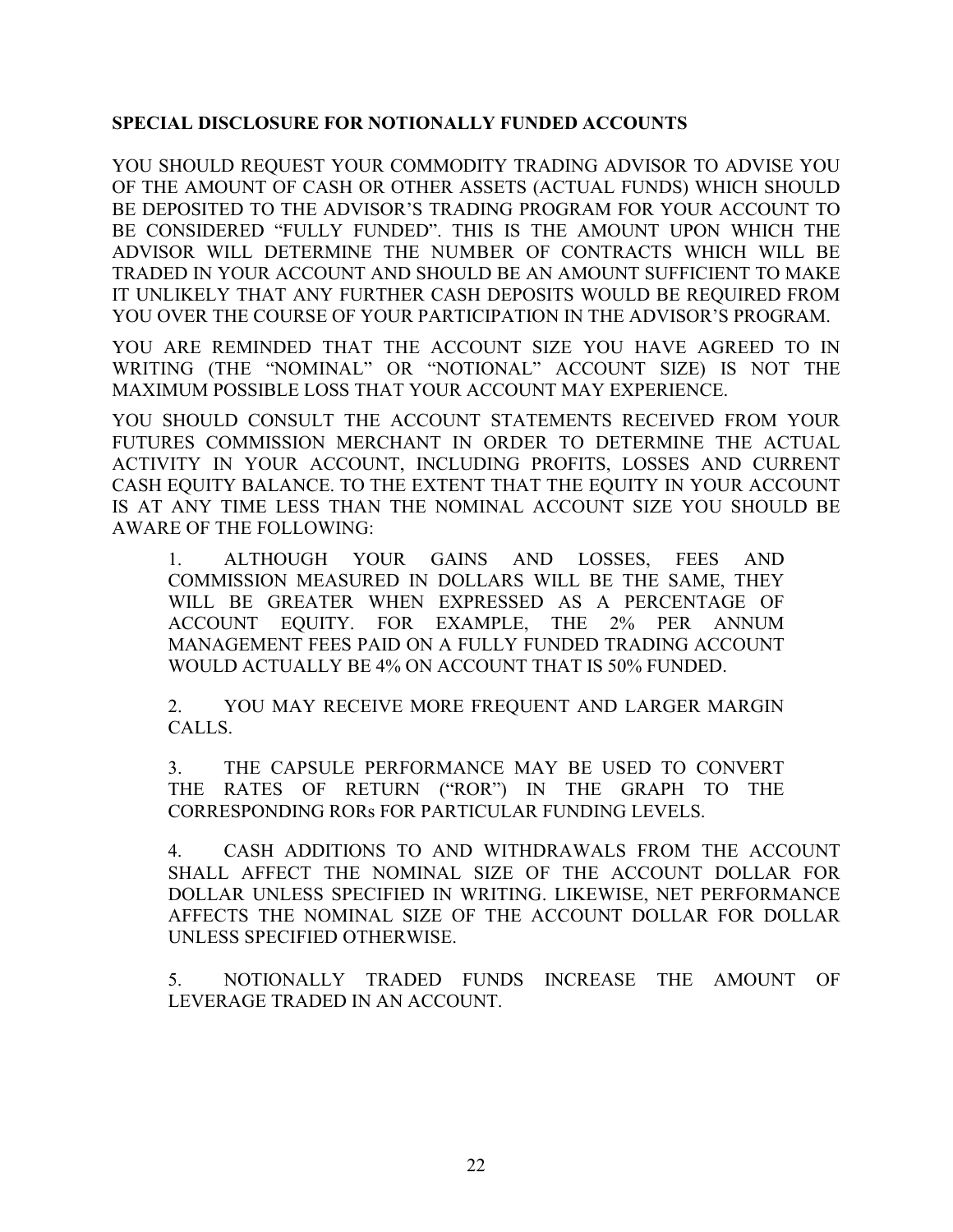**SPECIAL DISCLOSURE FOR NOTIONALLY FUNDED ACCOUNTS**

YOU SHOULD REQUEST YOUR COMMODITY TRADING ADVISOR TO ADVISE YOU OF THE AMOUNT OF CASH OR OTHER ASSETS (ACTUAL FUNDS) WHICH SHOULD BE DEPOSITED TO THE ADVISOR'S TRADING PROGRAM FOR YOUR ACCOUNT TO BE CONSIDERED "FULLY FUNDED". THIS IS THE AMOUNT UPON WHICH THE ADVISOR WILL DETERMINE THE NUMBER OF CONTRACTS WHICH WILL BE TRADED IN YOUR ACCOUNT AND SHOULD BE AN AMOUNT SUFFICIENT TO MAKE IT UNLIKELY THAT ANY FURTHER CASH DEPOSITS WOULD BE REQUIRED FROM YOU OVER THE COURSE OF YOUR PARTICIPATION IN THE ADVISOR'S PROGRAM.

YOU ARE REMINDED THAT THE ACCOUNT SIZE YOU HAVE AGREED TO IN WRITING (THE "NOMINAL" OR "NOTIONAL" ACCOUNT SIZE) IS NOT THE MAXIMUM POSSIBLE LOSS THAT YOUR ACCOUNT MAY EXPERIENCE.

YOU SHOULD CONSULT THE ACCOUNT STATEMENTS RECEIVED FROM YOUR FUTURES COMMISSION MERCHANT IN ORDER TO DETERMINE THE ACTUAL ACTIVITY IN YOUR ACCOUNT, INCLUDING PROFITS, LOSSES AND CURRENT CASH EQUITY BALANCE. TO THE EXTENT THAT THE EQUITY IN YOUR ACCOUNT IS AT ANY TIME LESS THAN THE NOMINAL ACCOUNT SIZE YOU SHOULD BE AWARE OF THE FOLLOWING:

1. ALTHOUGH YOUR GAINS AND LOSSES, FEES AND COMMISSION MEASURED IN DOLLARS WILL BE THE SAME, THEY WILL BE GREATER WHEN EXPRESSED AS A PERCENTAGE OF ACCOUNT EQUITY. FOR EXAMPLE, THE 2% PER ANNUM MANAGEMENT FEES PAID ON A FULLY FUNDED TRADING ACCOUNT WOULD ACTUALLY BE 4% ON ACCOUNT THAT IS 50% FUNDED.

2. YOU MAY RECEIVE MORE FREQUENT AND LARGER MARGIN CALLS.

3. THE CAPSULE PERFORMANCE MAY BE USED TO CONVERT THE RATES OF RETURN ("ROR") IN THE GRAPH TO THE CORRESPONDING RORs FOR PARTICULAR FUNDING LEVELS.

4. CASH ADDITIONS TO AND WITHDRAWALS FROM THE ACCOUNT SHALL AFFECT THE NOMINAL SIZE OF THE ACCOUNT DOLLAR FOR DOLLAR UNLESS SPECIFIED IN WRITING. LIKEWISE, NET PERFORMANCE AFFECTS THE NOMINAL SIZE OF THE ACCOUNT DOLLAR FOR DOLLAR UNLESS SPECIFIED OTHERWISE.

5. NOTIONALLY TRADED FUNDS INCREASE THE AMOUNT OF LEVERAGE TRADED IN AN ACCOUNT.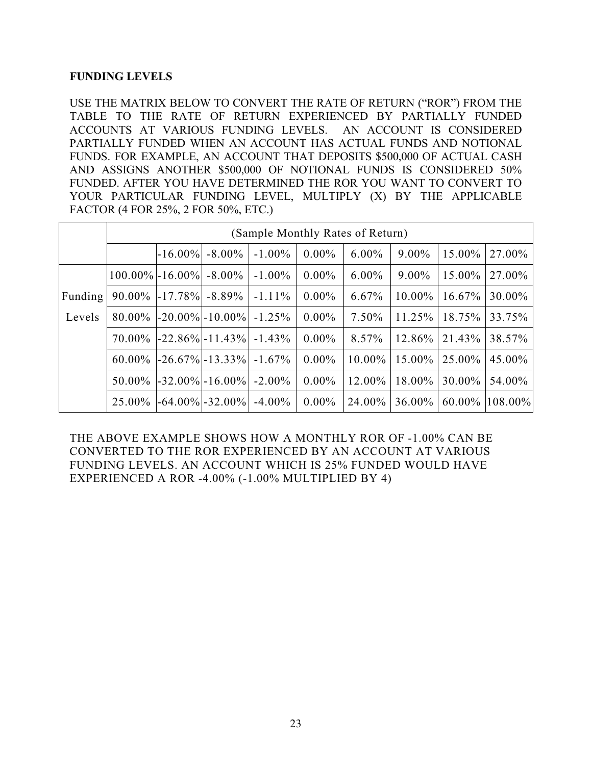**FUNDING LEVELS**

USE THE MATRIX BELOW TO CONVERT THE RATE OF RETURN ("ROR") FROM THE TABLE TO THE RATE OF RETURN EXPERIENCED BY PARTIALLY FUNDED ACCOUNTS AT VARIOUS FUNDING LEVELS. AN ACCOUNT IS CONSIDERED PARTIALLY FUNDED WHEN AN ACCOUNT HAS ACTUAL FUNDS AND NOTIONAL FUNDS. FOR EXAMPLE, AN ACCOUNT THAT DEPOSITS $500,000 OF ACTUAL CASH AND ASSIGNS ANOTHER $500,000 OF NOTIONAL FUNDS IS CONSIDERED 50% FUNDED. AFTER YOU HAVE DETERMINED THE ROR YOU WANT TO CONVERT TO YOUR PARTICULAR FUNDING LEVEL, MULTIPLY (X) BY THE APPLICABLE FACTOR (4 FOR 25%, 2 FOR 50%, ETC.)

| | (Sample Monthly Rates of Return) | | | | | | | | |
|---|---|---|---|---|---|---|---|---|---|
| | | -16.00% | -8.00% | -1.00% | 0.00% | 6.00% | 9.00% | 15.00% | 27.00% |
| Funding Levels | 100.00% | -16.00% | -8.00% | -1.00% | 0.00% | 6.00% | 9.00% | 15.00% | 27.00% |
| | 90.00% | -17.78% | -8.89% | -1.11% | 0.00% | 6.67% | 10.00% | 16.67% | 30.00% |
| | 80.00% | -20.00% | -10.00% | -1.25% | 0.00% | 7.50% | 11.25% | 18.75% | 33.75% |
| | 70.00% | -22.86% | -11.43% | -1.43% | 0.00% | 8.57% | 12.86% | 21.43% | 38.57% |
| | 60.00% | -26.67% | -13.33% | -1.67% | 0.00% | 10.00% | 15.00% | 25.00% | 45.00% |
| | 50.00% | -32.00% | -16.00% | -2.00% | 0.00% | 12.00% | 18.00% | 30.00% | 54.00% |
| | 25.00% | -64.00% | -32.00% | -4.00% | 0.00% | 24.00% | 36.00% | 60.00% | 108.00% |

THE ABOVE EXAMPLE SHOWS HOW A MONTHLY ROR OF -1.00% CAN BE CONVERTED TO THE ROR EXPERIENCED BY AN ACCOUNT AT VARIOUS FUNDING LEVELS. AN ACCOUNT WHICH IS 25% FUNDED WOULD HAVE EXPERIENCED A ROR -4.00% (-1.00% MULTIPLIED BY 4)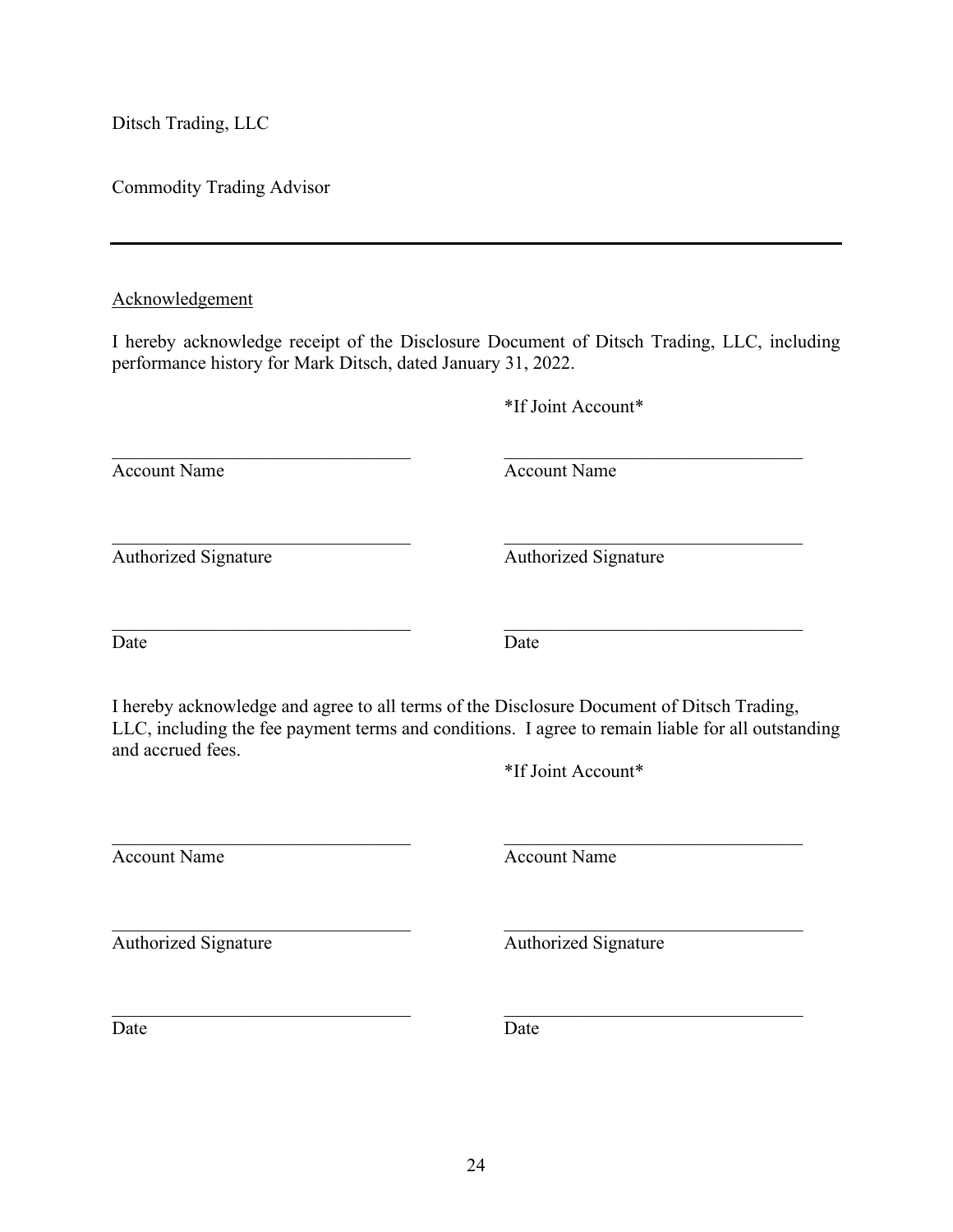Ditsch Trading, LLC

Commodity Trading Advisor

---

Acknowledgement

I hereby acknowledge receipt of the Disclosure Document of Ditsch Trading, LLC, including performance history for Mark Ditsch, dated January 31, 2022.

| | *If Joint Account* |
|---|---|
| ______________________________ | ______________________________ |
| Account Name | Account Name |
| ______________________________ | ______________________________ |
| Authorized Signature | Authorized Signature |
| ______________________________ | ______________________________ |
| Date | Date |

I hereby acknowledge and agree to all terms of the Disclosure Document of Ditsch Trading, LLC, including the fee payment terms and conditions. I agree to remain liable for all outstanding and accrued fees.

| | *If Joint Account* |
|---|---|
| ______________________________ | ______________________________ |
| Account Name | Account Name |
| ______________________________ | ______________________________ |
| Authorized Signature | Authorized Signature |
| ______________________________ | ______________________________ |
| Date | Date |